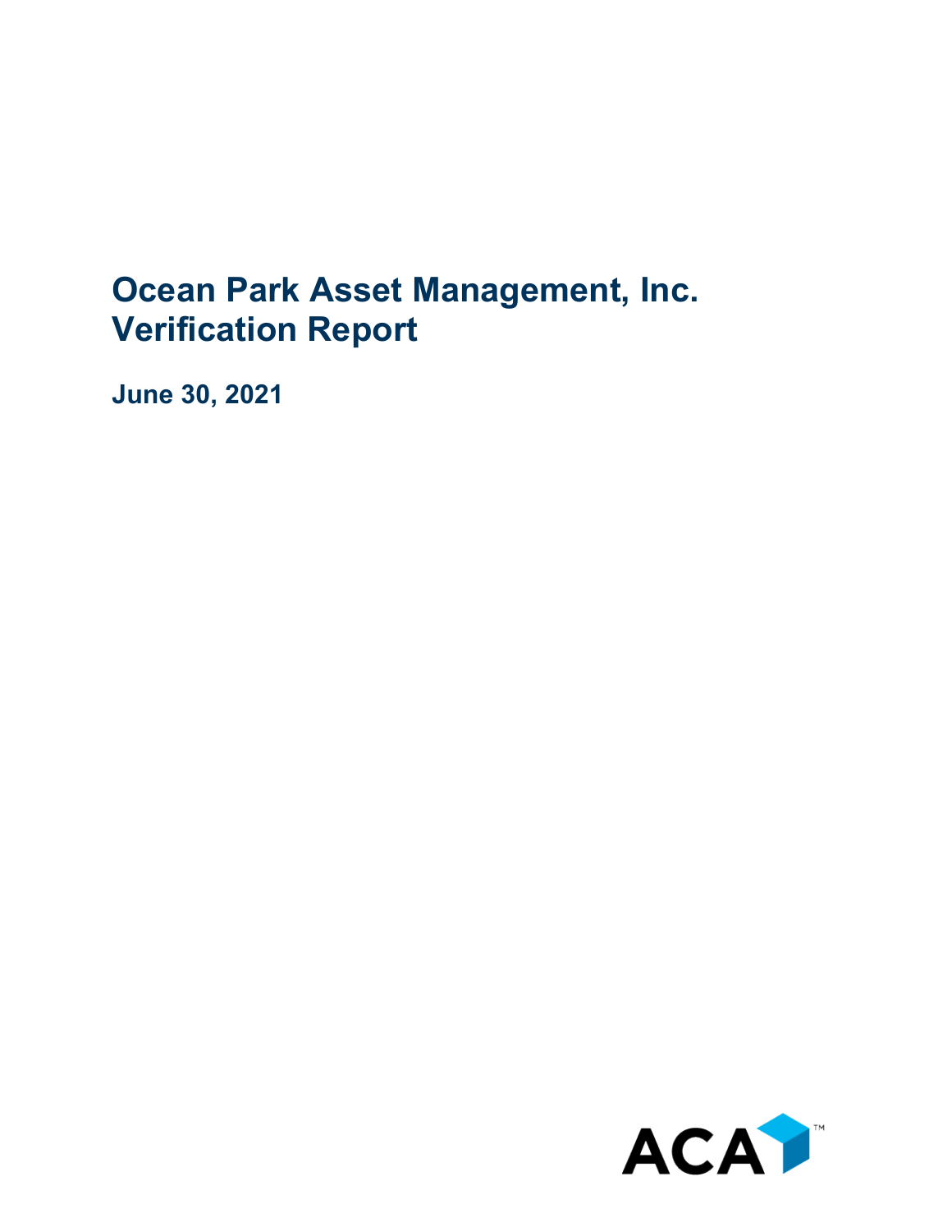# Ocean Park Asset Management, Inc.
# Verification Report

**June 30, 2021**

ACA™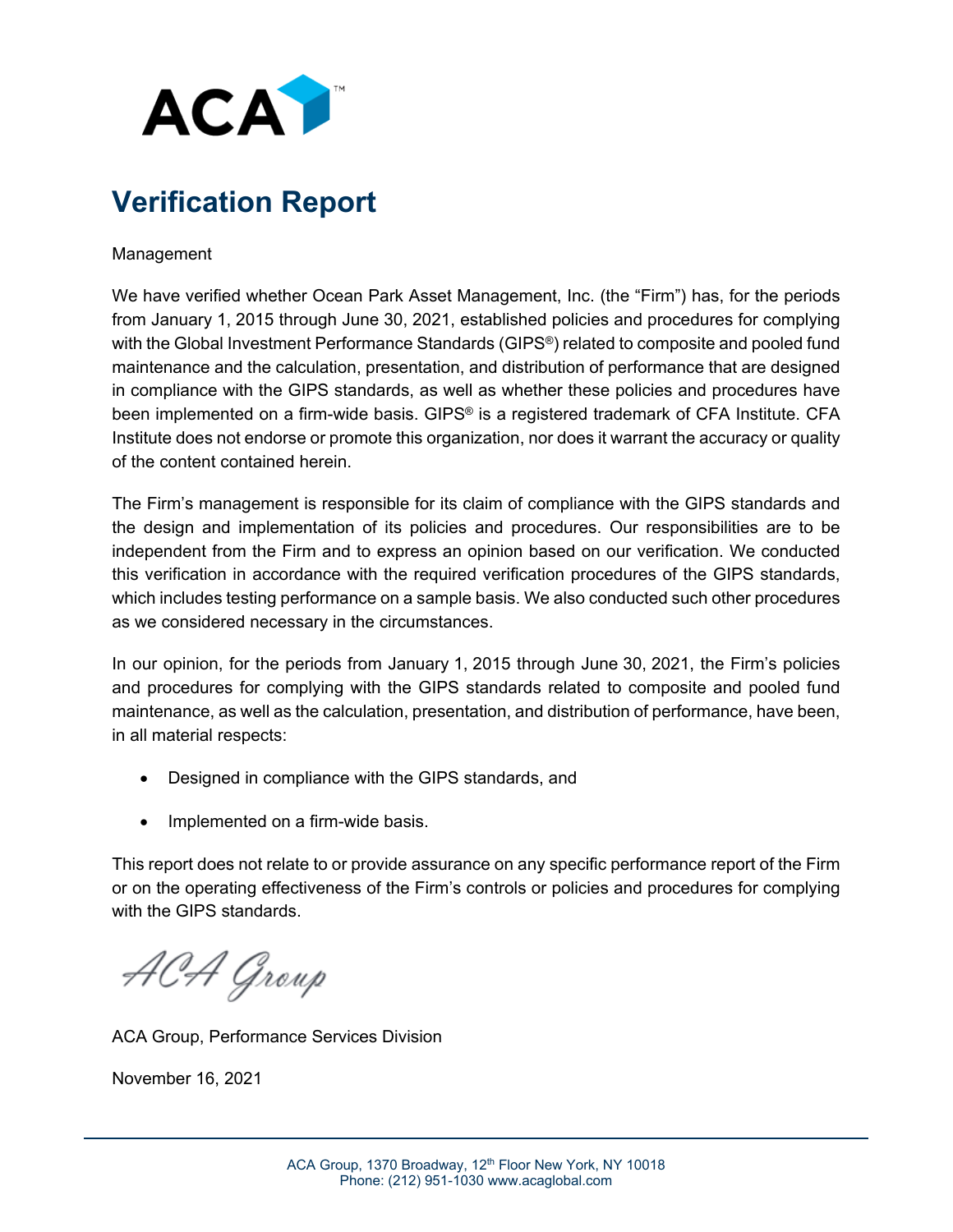ACA

# Verification Report

Management

We have verified whether Ocean Park Asset Management, Inc. (the "Firm") has, for the periods from January 1, 2015 through June 30, 2021, established policies and procedures for complying with the Global Investment Performance Standards (GIPS®) related to composite and pooled fund maintenance and the calculation, presentation, and distribution of performance that are designed in compliance with the GIPS standards, as well as whether these policies and procedures have been implemented on a firm-wide basis. GIPS® is a registered trademark of CFA Institute. CFA Institute does not endorse or promote this organization, nor does it warrant the accuracy or quality of the content contained herein.

The Firm's management is responsible for its claim of compliance with the GIPS standards and the design and implementation of its policies and procedures. Our responsibilities are to be independent from the Firm and to express an opinion based on our verification. We conducted this verification in accordance with the required verification procedures of the GIPS standards, which includes testing performance on a sample basis. We also conducted such other procedures as we considered necessary in the circumstances.

In our opinion, for the periods from January 1, 2015 through June 30, 2021, the Firm's policies and procedures for complying with the GIPS standards related to composite and pooled fund maintenance, as well as the calculation, presentation, and distribution of performance, have been, in all material respects:

- Designed in compliance with the GIPS standards, and
- Implemented on a firm-wide basis.

This report does not relate to or provide assurance on any specific performance report of the Firm or on the operating effectiveness of the Firm's controls or policies and procedures for complying with the GIPS standards.

ACA Group

ACA Group, Performance Services Division

November 16, 2021

ACA Group, 1370 Broadway, 12th Floor New York, NY 10018
Phone: (212) 951-1030 www.acaglobal.com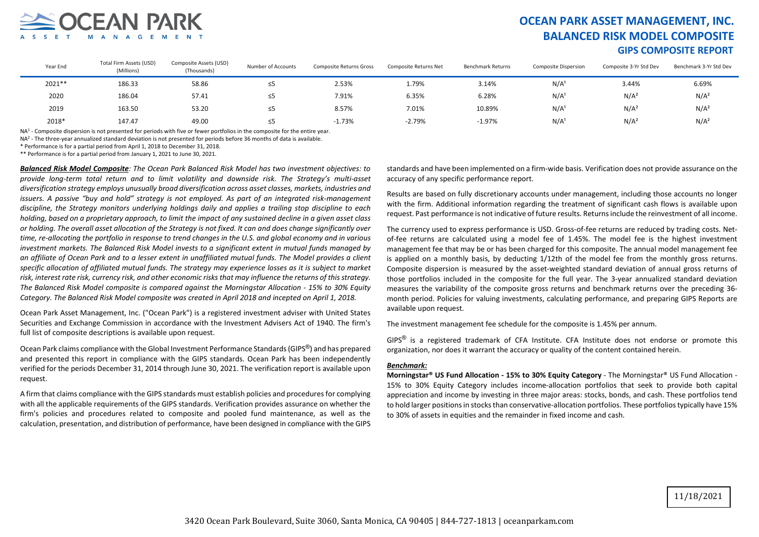# OCEAN PARK ASSET MANAGEMENT, INC.
## BALANCED RISK MODEL COMPOSITE
### GIPS COMPOSITE REPORT

| Year End | Total Firm Assets (USD) (Millions) | Composite Assets (USD) (Thousands) | Number of Accounts | Composite Returns Gross | Composite Returns Net | Benchmark Returns | Composite Dispersion | Composite 3-Yr Std Dev | Benchmark 3-Yr Std Dev |
|---|---|---|---|---|---|---|---|---|---|
| 2021** | 186.33 | 58.86 | ≤5 | 2.53% | 1.79% | 3.14% | N/A[1] | 3.44% | 6.69% |
| 2020 | 186.04 | 57.41 | ≤5 | 7.91% | 6.35% | 6.28% | N/A[1] | N/A[2] | N/A[2] |
| 2019 | 163.50 | 53.20 | ≤5 | 8.57% | 7.01% | 10.89% | N/A[1] | N/A[2] | N/A[2] |
| 2018* | 147.47 | 49.00 | ≤5 | -1.73% | -2.79% | -1.97% | N/A[1] | N/A[2] | N/A[2] |

NA[1] - Composite dispersion is not presented for periods with five or fewer portfolios in the composite for the entire year.

NA[2] - The three-year annualized standard deviation is not presented for periods before 36 months of data is available.

\* Performance is for a partial period from April 1, 2018 to December 31, 2018.

\*\* Performance is for a partial period from January 1, 2021 to June 30, 2021.

***Balanced Risk Model Composite****: The Ocean Park Balanced Risk Model has two investment objectives: to provide long-term total return and to limit volatility and downside risk. The Strategy's multi-asset diversification strategy employs unusually broad diversification across asset classes, markets, industries and issuers. A passive "buy and hold" strategy is not employed. As part of an integrated risk-management discipline, the Strategy monitors underlying holdings daily and applies a trailing stop discipline to each holding, based on a proprietary approach, to limit the impact of any sustained decline in a given asset class or holding. The overall asset allocation of the Strategy is not fixed. It can and does change significantly over time, re-allocating the portfolio in response to trend changes in the U.S. and global economy and in various investment markets. The Balanced Risk Model invests to a significant extent in mutual funds managed by an affiliate of Ocean Park and to a lesser extent in unaffiliated mutual funds. The Model provides a client specific allocation of affiliated mutual funds. The strategy may experience losses as it is subject to market risk, interest rate risk, currency risk, and other economic risks that may influence the returns of this strategy. The Balanced Risk Model composite is compared against the Morningstar Allocation - 15% to 30% Equity Category. The Balanced Risk Model composite was created in April 2018 and incepted on April 1, 2018.*

Ocean Park Asset Management, Inc. ("Ocean Park") is a registered investment adviser with United States Securities and Exchange Commission in accordance with the Investment Advisers Act of 1940. The firm's full list of composite descriptions is available upon request.

Ocean Park claims compliance with the Global Investment Performance Standards (GIPS®) and has prepared and presented this report in compliance with the GIPS standards. Ocean Park has been independently verified for the periods December 31, 2014 through June 30, 2021. The verification report is available upon request.

A firm that claims compliance with the GIPS standards must establish policies and procedures for complying with all the applicable requirements of the GIPS standards. Verification provides assurance on whether the firm's policies and procedures related to composite and pooled fund maintenance, as well as the calculation, presentation, and distribution of performance, have been designed in compliance with the GIPS standards and have been implemented on a firm-wide basis. Verification does not provide assurance on the accuracy of any specific performance report.

Results are based on fully discretionary accounts under management, including those accounts no longer with the firm. Additional information regarding the treatment of significant cash flows is available upon request. Past performance is not indicative of future results. Returns include the reinvestment of all income.

The currency used to express performance is USD. Gross-of-fee returns are reduced by trading costs. Net-of-fee returns are calculated using a model fee of 1.45%. The model fee is the highest investment management fee that may be or has been charged for this composite. The annual model management fee is applied on a monthly basis, by deducting 1/12th of the model fee from the monthly gross returns. Composite dispersion is measured by the asset-weighted standard deviation of annual gross returns of those portfolios included in the composite for the full year. The 3-year annualized standard deviation measures the variability of the composite gross returns and benchmark returns over the preceding 36-month period. Policies for valuing investments, calculating performance, and preparing GIPS Reports are available upon request.

The investment management fee schedule for the composite is 1.45% per annum.

GIPS® is a registered trademark of CFA Institute. CFA Institute does not endorse or promote this organization, nor does it warrant the accuracy or quality of the content contained herein.

***Benchmark:***

**Morningstar® US Fund Allocation - 15% to 30% Equity Category** - The Morningstar® US Fund Allocation - 15% to 30% Equity Category includes income-allocation portfolios that seek to provide both capital appreciation and income by investing in three major areas: stocks, bonds, and cash. These portfolios tend to hold larger positions in stocks than conservative-allocation portfolios. These portfolios typically have 15% to 30% of assets in equities and the remainder in fixed income and cash.

11/18/2021

3420 Ocean Park Boulevard, Suite 3060, Santa Monica, CA 90405 | 844-727-1813 | oceanparkam.com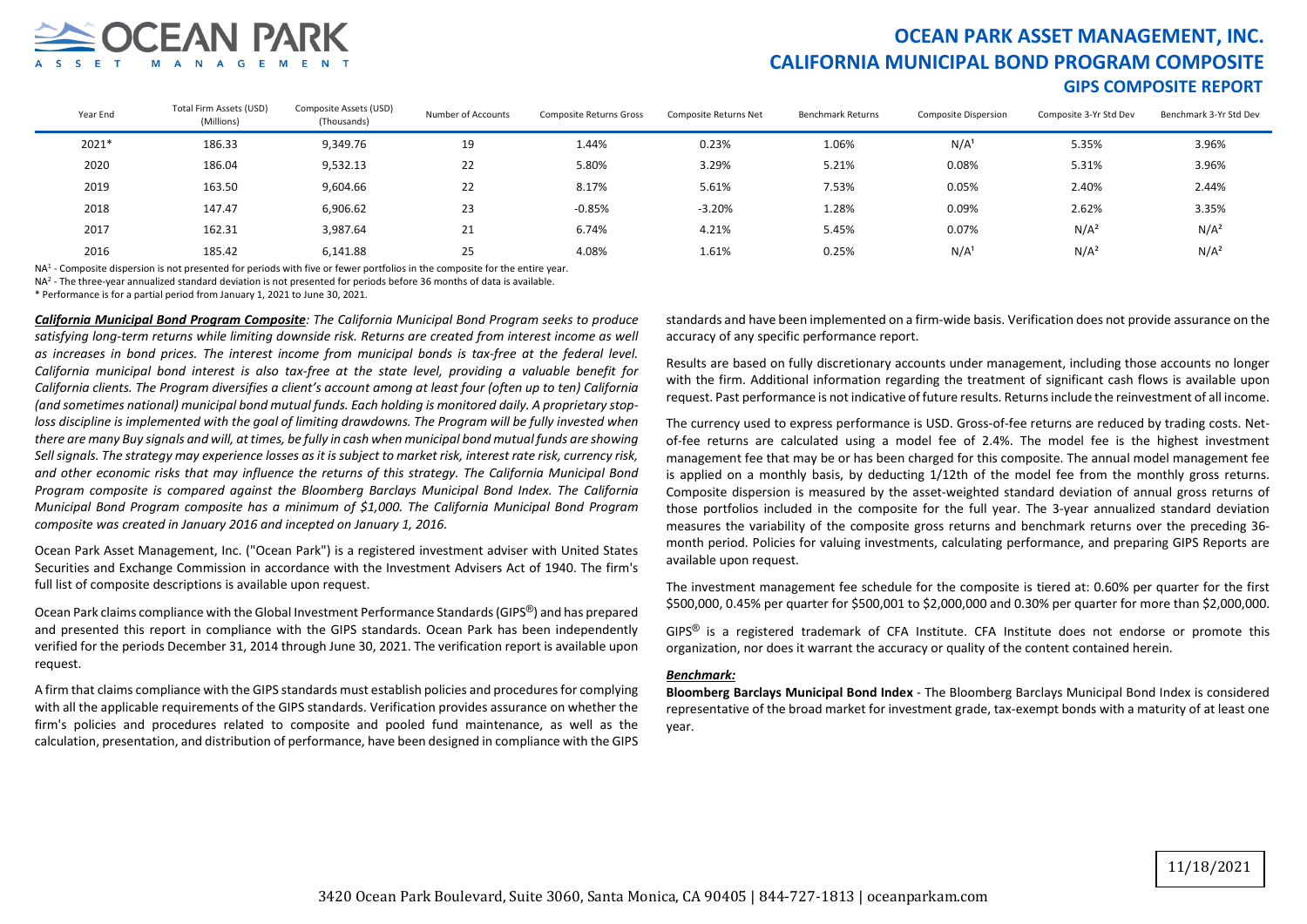# OCEAN PARK ASSET MANAGEMENT, INC.
# CALIFORNIA MUNICIPAL BOND PROGRAM COMPOSITE
## GIPS COMPOSITE REPORT

| Year End | Total Firm Assets (USD) (Millions) | Composite Assets (USD) (Thousands) | Number of Accounts | Composite Returns Gross | Composite Returns Net | Benchmark Returns | Composite Dispersion | Composite 3-Yr Std Dev | Benchmark 3-Yr Std Dev |
|---|---|---|---|---|---|---|---|---|---|
| 2021* | 186.33 | 9,349.76 | 19 | 1.44% | 0.23% | 1.06% | N/A[1] | 5.35% | 3.96% |
| 2020 | 186.04 | 9,532.13 | 22 | 5.80% | 3.29% | 5.21% | 0.08% | 5.31% | 3.96% |
| 2019 | 163.50 | 9,604.66 | 22 | 8.17% | 5.61% | 7.53% | 0.05% | 2.40% | 2.44% |
| 2018 | 147.47 | 6,906.62 | 23 | -0.85% | -3.20% | 1.28% | 0.09% | 2.62% | 3.35% |
| 2017 | 162.31 | 3,987.64 | 21 | 6.74% | 4.21% | 5.45% | 0.07% | N/A[2] | N/A[2] |
| 2016 | 185.42 | 6,141.88 | 25 | 4.08% | 1.61% | 0.25% | N/A[1] | N/A[2] | N/A[2] |

NA[1] - Composite dispersion is not presented for periods with five or fewer portfolios in the composite for the entire year.

NA[2] - The three-year annualized standard deviation is not presented for periods before 36 months of data is available.

* Performance is for a partial period from January 1, 2021 to June 30, 2021.

***California Municipal Bond Program Composite****: The California Municipal Bond Program seeks to produce satisfying long-term returns while limiting downside risk. Returns are created from interest income as well as increases in bond prices. The interest income from municipal bonds is tax-free at the federal level. California municipal bond interest is also tax-free at the state level, providing a valuable benefit for California clients. The Program diversifies a client's account among at least four (often up to ten) California (and sometimes national) municipal bond mutual funds. Each holding is monitored daily. A proprietary stop-loss discipline is implemented with the goal of limiting drawdowns. The Program will be fully invested when there are many Buy signals and will, at times, be fully in cash when municipal bond mutual funds are showing Sell signals. The strategy may experience losses as it is subject to market risk, interest rate risk, currency risk, and other economic risks that may influence the returns of this strategy. The California Municipal Bond Program composite is compared against the Bloomberg Barclays Municipal Bond Index. The California Municipal Bond Program composite has a minimum of $1,000. The California Municipal Bond Program composite was created in January 2016 and incepted on January 1, 2016.*

Ocean Park Asset Management, Inc. ("Ocean Park") is a registered investment adviser with United States Securities and Exchange Commission in accordance with the Investment Advisers Act of 1940. The firm's full list of composite descriptions is available upon request.

Ocean Park claims compliance with the Global Investment Performance Standards (GIPS®) and has prepared and presented this report in compliance with the GIPS standards. Ocean Park has been independently verified for the periods December 31, 2014 through June 30, 2021. The verification report is available upon request.

A firm that claims compliance with the GIPS standards must establish policies and procedures for complying with all the applicable requirements of the GIPS standards. Verification provides assurance on whether the firm's policies and procedures related to composite and pooled fund maintenance, as well as the calculation, presentation, and distribution of performance, have been designed in compliance with the GIPS standards and have been implemented on a firm-wide basis. Verification does not provide assurance on the accuracy of any specific performance report.

Results are based on fully discretionary accounts under management, including those accounts no longer with the firm. Additional information regarding the treatment of significant cash flows is available upon request. Past performance is not indicative of future results. Returns include the reinvestment of all income.

The currency used to express performance is USD. Gross-of-fee returns are reduced by trading costs. Net-of-fee returns are calculated using a model fee of 2.4%. The model fee is the highest investment management fee that may be or has been charged for this composite. The annual model management fee is applied on a monthly basis, by deducting 1/12th of the model fee from the monthly gross returns. Composite dispersion is measured by the asset-weighted standard deviation of annual gross returns of those portfolios included in the composite for the full year. The 3-year annualized standard deviation measures the variability of the composite gross returns and benchmark returns over the preceding 36-month period. Policies for valuing investments, calculating performance, and preparing GIPS Reports are available upon request.

The investment management fee schedule for the composite is tiered at: 0.60% per quarter for the first $500,000, 0.45% per quarter for $500,001 to $2,000,000 and 0.30% per quarter for more than $2,000,000.

GIPS® is a registered trademark of CFA Institute. CFA Institute does not endorse or promote this organization, nor does it warrant the accuracy or quality of the content contained herein.

***Benchmark:***

**Bloomberg Barclays Municipal Bond Index** - The Bloomberg Barclays Municipal Bond Index is considered representative of the broad market for investment grade, tax-exempt bonds with a maturity of at least one year.

11/18/2021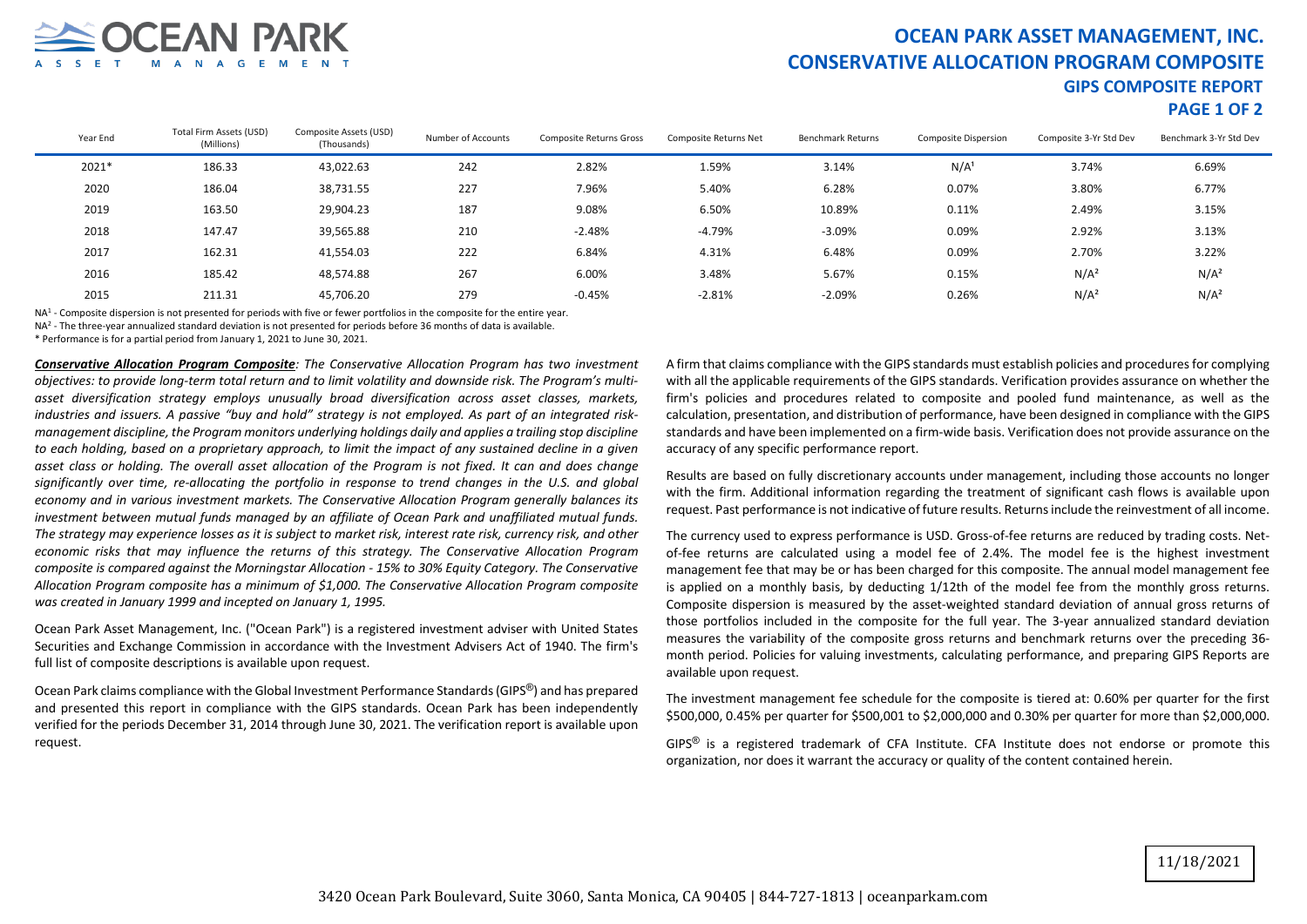# OCEAN PARK ASSET MANAGEMENT, INC.
## CONSERVATIVE ALLOCATION PROGRAM COMPOSITE
### GIPS COMPOSITE REPORT

| Year End | Total Firm Assets (USD) (Millions) | Composite Assets (USD) (Thousands) | Number of Accounts | Composite Returns Gross | Composite Returns Net | Benchmark Returns | Composite Dispersion | Composite 3-Yr Std Dev | Benchmark 3-Yr Std Dev |
|---|---|---|---|---|---|---|---|---|---|
| 2021* | 186.33 | 43,022.63 | 242 | 2.82% | 1.59% | 3.14% | N/A[1] | 3.74% | 6.69% |
| 2020 | 186.04 | 38,731.55 | 227 | 7.96% | 5.40% | 6.28% | 0.07% | 3.80% | 6.77% |
| 2019 | 163.50 | 29,904.23 | 187 | 9.08% | 6.50% | 10.89% | 0.11% | 2.49% | 3.15% |
| 2018 | 147.47 | 39,565.88 | 210 | -2.48% | -4.79% | -3.09% | 0.09% | 2.92% | 3.13% |
| 2017 | 162.31 | 41,554.03 | 222 | 6.84% | 4.31% | 6.48% | 0.09% | 2.70% | 3.22% |
| 2016 | 185.42 | 48,574.88 | 267 | 6.00% | 3.48% | 5.67% | 0.15% | N/A[2] | N/A[2] |
| 2015 | 211.31 | 45,706.20 | 279 | -0.45% | -2.81% | -2.09% | 0.26% | N/A[2] | N/A[2] |

NA[1] - Composite dispersion is not presented for periods with five or fewer portfolios in the composite for the entire year.

NA[2] - The three-year annualized standard deviation is not presented for periods before 36 months of data is available.

* Performance is for a partial period from January 1, 2021 to June 30, 2021.

***Conservative Allocation Program Composite****: The Conservative Allocation Program has two investment objectives: to provide long-term total return and to limit volatility and downside risk. The Program's multi-asset diversification strategy employs unusually broad diversification across asset classes, markets, industries and issuers. A passive "buy and hold" strategy is not employed. As part of an integrated risk-management discipline, the Program monitors underlying holdings daily and applies a trailing stop discipline to each holding, based on a proprietary approach, to limit the impact of any sustained decline in a given asset class or holding. The overall asset allocation of the Program is not fixed. It can and does change significantly over time, re-allocating the portfolio in response to trend changes in the U.S. and global economy and in various investment markets. The Conservative Allocation Program generally balances its investment between mutual funds managed by an affiliate of Ocean Park and unaffiliated mutual funds. The strategy may experience losses as it is subject to market risk, interest rate risk, currency risk, and other economic risks that may influence the returns of this strategy. The Conservative Allocation Program composite is compared against the Morningstar Allocation - 15% to 30% Equity Category. The Conservative Allocation Program composite has a minimum of $1,000. The Conservative Allocation Program composite was created in January 1999 and incepted on January 1, 1995.*

Ocean Park Asset Management, Inc. ("Ocean Park") is a registered investment adviser with United States Securities and Exchange Commission in accordance with the Investment Advisers Act of 1940. The firm's full list of composite descriptions is available upon request.

Ocean Park claims compliance with the Global Investment Performance Standards (GIPS®) and has prepared and presented this report in compliance with the GIPS standards. Ocean Park has been independently verified for the periods December 31, 2014 through June 30, 2021. The verification report is available upon request.

A firm that claims compliance with the GIPS standards must establish policies and procedures for complying with all the applicable requirements of the GIPS standards. Verification provides assurance on whether the firm's policies and procedures related to composite and pooled fund maintenance, as well as the calculation, presentation, and distribution of performance, have been designed in compliance with the GIPS standards and have been implemented on a firm-wide basis. Verification does not provide assurance on the accuracy of any specific performance report.

Results are based on fully discretionary accounts under management, including those accounts no longer with the firm. Additional information regarding the treatment of significant cash flows is available upon request. Past performance is not indicative of future results. Returns include the reinvestment of all income.

The currency used to express performance is USD. Gross-of-fee returns are reduced by trading costs. Net-of-fee returns are calculated using a model fee of 2.4%. The model fee is the highest investment management fee that may be or has been charged for this composite. The annual model management fee is applied on a monthly basis, by deducting 1/12th of the model fee from the monthly gross returns. Composite dispersion is measured by the asset-weighted standard deviation of annual gross returns of those portfolios included in the composite for the full year. The 3-year annualized standard deviation measures the variability of the composite gross returns and benchmark returns over the preceding 36-month period. Policies for valuing investments, calculating performance, and preparing GIPS Reports are available upon request.

The investment management fee schedule for the composite is tiered at: 0.60% per quarter for the first $500,000, 0.45% per quarter for $500,001 to $2,000,000 and 0.30% per quarter for more than $2,000,000.

GIPS® is a registered trademark of CFA Institute. CFA Institute does not endorse or promote this organization, nor does it warrant the accuracy or quality of the content contained herein.

11/18/2021

3420 Ocean Park Boulevard, Suite 3060, Santa Monica, CA 90405 | 844-727-1813 | oceanparkam.com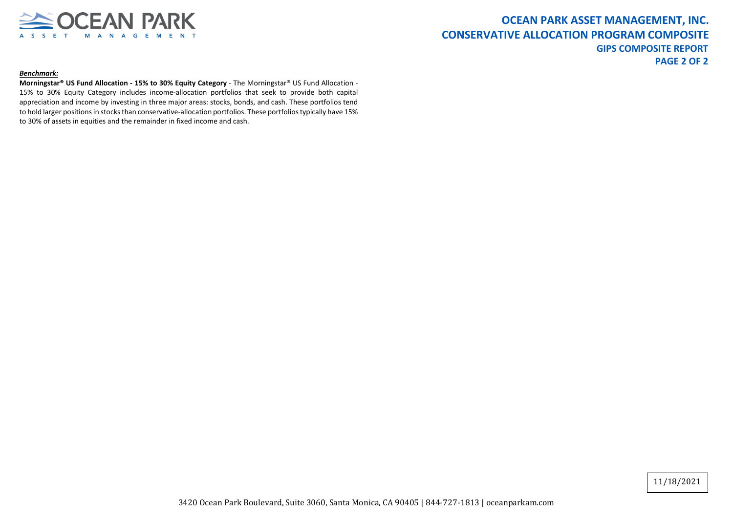***Benchmark:***

**Morningstar® US Fund Allocation - 15% to 30% Equity Category** - The Morningstar® US Fund Allocation - 15% to 30% Equity Category includes income-allocation portfolios that seek to provide both capital appreciation and income by investing in three major areas: stocks, bonds, and cash. These portfolios tend to hold larger positions in stocks than conservative-allocation portfolios. These portfolios typically have 15% to 30% of assets in equities and the remainder in fixed income and cash.

11/18/2021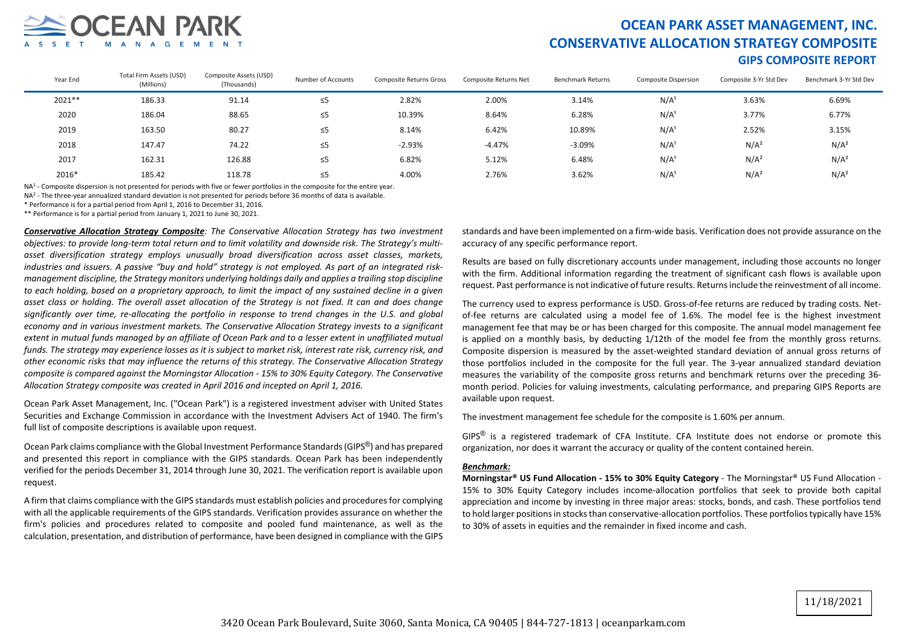# OCEAN PARK ASSET MANAGEMENT, INC.
# CONSERVATIVE ALLOCATION STRATEGY COMPOSITE
## GIPS COMPOSITE REPORT

| Year End | Total Firm Assets (USD) (Millions) | Composite Assets (USD) (Thousands) | Number of Accounts | Composite Returns Gross | Composite Returns Net | Benchmark Returns | Composite Dispersion | Composite 3-Yr Std Dev | Benchmark 3-Yr Std Dev |
|---|---|---|---|---|---|---|---|---|---|
| 2021** | 186.33 | 91.14 | ≤5 | 2.82% | 2.00% | 3.14% | N/A[1] | 3.63% | 6.69% |
| 2020 | 186.04 | 88.65 | ≤5 | 10.39% | 8.64% | 6.28% | N/A[1] | 3.77% | 6.77% |
| 2019 | 163.50 | 80.27 | ≤5 | 8.14% | 6.42% | 10.89% | N/A[1] | 2.52% | 3.15% |
| 2018 | 147.47 | 74.22 | ≤5 | -2.93% | -4.47% | -3.09% | N/A[1] | N/A[2] | N/A[2] |
| 2017 | 162.31 | 126.88 | ≤5 | 6.82% | 5.12% | 6.48% | N/A[1] | N/A[2] | N/A[2] |
| 2016* | 185.42 | 118.78 | ≤5 | 4.00% | 2.76% | 3.62% | N/A[1] | N/A[2] | N/A[2] |

NA[1] - Composite dispersion is not presented for periods with five or fewer portfolios in the composite for the entire year.

NA[2] - The three-year annualized standard deviation is not presented for periods before 36 months of data is available.

\* Performance is for a partial period from April 1, 2016 to December 31, 2016.

\*\* Performance is for a partial period from January 1, 2021 to June 30, 2021.

***Conservative Allocation Strategy Composite****: The Conservative Allocation Strategy has two investment objectives: to provide long-term total return and to limit volatility and downside risk. The Strategy's multi-asset diversification strategy employs unusually broad diversification across asset classes, markets, industries and issuers. A passive "buy and hold" strategy is not employed. As part of an integrated risk-management discipline, the Strategy monitors underlying holdings daily and applies a trailing stop discipline to each holding, based on a proprietary approach, to limit the impact of any sustained decline in a given asset class or holding. The overall asset allocation of the Strategy is not fixed. It can and does change significantly over time, re-allocating the portfolio in response to trend changes in the U.S. and global economy and in various investment markets. The Conservative Allocation Strategy invests to a significant extent in mutual funds managed by an affiliate of Ocean Park and to a lesser extent in unaffiliated mutual funds. The strategy may experience losses as it is subject to market risk, interest rate risk, currency risk, and other economic risks that may influence the returns of this strategy. The Conservative Allocation Strategy composite is compared against the Morningstar Allocation - 15% to 30% Equity Category. The Conservative Allocation Strategy composite was created in April 2016 and incepted on April 1, 2016.*

Ocean Park Asset Management, Inc. ("Ocean Park") is a registered investment adviser with United States Securities and Exchange Commission in accordance with the Investment Advisers Act of 1940. The firm's full list of composite descriptions is available upon request.

Ocean Park claims compliance with the Global Investment Performance Standards (GIPS®) and has prepared and presented this report in compliance with the GIPS standards. Ocean Park has been independently verified for the periods December 31, 2014 through June 30, 2021. The verification report is available upon request.

A firm that claims compliance with the GIPS standards must establish policies and procedures for complying with all the applicable requirements of the GIPS standards. Verification provides assurance on whether the firm's policies and procedures related to composite and pooled fund maintenance, as well as the calculation, presentation, and distribution of performance, have been designed in compliance with the GIPS standards and have been implemented on a firm-wide basis. Verification does not provide assurance on the accuracy of any specific performance report.

Results are based on fully discretionary accounts under management, including those accounts no longer with the firm. Additional information regarding the treatment of significant cash flows is available upon request. Past performance is not indicative of future results. Returns include the reinvestment of all income.

The currency used to express performance is USD. Gross-of-fee returns are reduced by trading costs. Net-of-fee returns are calculated using a model fee of 1.6%. The model fee is the highest investment management fee that may be or has been charged for this composite. The annual model management fee is applied on a monthly basis, by deducting 1/12th of the model fee from the monthly gross returns. Composite dispersion is measured by the asset-weighted standard deviation of annual gross returns of those portfolios included in the composite for the full year. The 3-year annualized standard deviation measures the variability of the composite gross returns and benchmark returns over the preceding 36-month period. Policies for valuing investments, calculating performance, and preparing GIPS Reports are available upon request.

The investment management fee schedule for the composite is 1.60% per annum.

GIPS® is a registered trademark of CFA Institute. CFA Institute does not endorse or promote this organization, nor does it warrant the accuracy or quality of the content contained herein.

***Benchmark:***

**Morningstar® US Fund Allocation - 15% to 30% Equity Category** - The Morningstar® US Fund Allocation - 15% to 30% Equity Category includes income-allocation portfolios that seek to provide both capital appreciation and income by investing in three major areas: stocks, bonds, and cash. These portfolios tend to hold larger positions in stocks than conservative-allocation portfolios. These portfolios typically have 15% to 30% of assets in equities and the remainder in fixed income and cash.

11/18/2021

3420 Ocean Park Boulevard, Suite 3060, Santa Monica, CA 90405 | 844-727-1813 | oceanparkam.com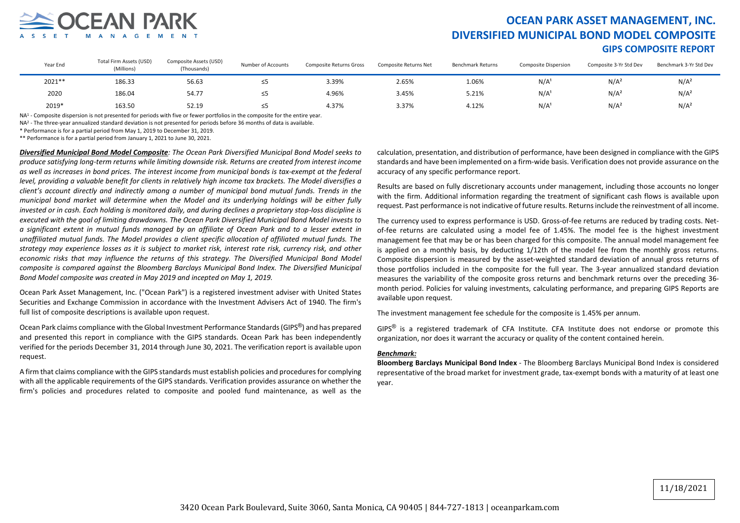# OCEAN PARK ASSET MANAGEMENT, INC.
## DIVERSIFIED MUNICIPAL BOND MODEL COMPOSITE
### GIPS COMPOSITE REPORT

| Year End | Total Firm Assets (USD) (Millions) | Composite Assets (USD) (Thousands) | Number of Accounts | Composite Returns Gross | Composite Returns Net | Benchmark Returns | Composite Dispersion | Composite 3-Yr Std Dev | Benchmark 3-Yr Std Dev |
|---|---|---|---|---|---|---|---|---|---|
| 2021** | 186.33 | 56.63 | ≤5 | 3.39% | 2.65% | 1.06% | N/A¹ | N/A² | N/A² |
| 2020 | 186.04 | 54.77 | ≤5 | 4.96% | 3.45% | 5.21% | N/A¹ | N/A² | N/A² |
| 2019* | 163.50 | 52.19 | ≤5 | 4.37% | 3.37% | 4.12% | N/A¹ | N/A² | N/A² |

NA¹ - Composite dispersion is not presented for periods with five or fewer portfolios in the composite for the entire year.

NA² - The three-year annualized standard deviation is not presented for periods before 36 months of data is available.

\* Performance is for a partial period from May 1, 2019 to December 31, 2019.

** Performance is for a partial period from January 1, 2021 to June 30, 2021.

***Diversified Municipal Bond Model Composite**: The Ocean Park Diversified Municipal Bond Model seeks to produce satisfying long-term returns while limiting downside risk. Returns are created from interest income as well as increases in bond prices. The interest income from municipal bonds is tax-exempt at the federal level, providing a valuable benefit for clients in relatively high income tax brackets. The Model diversifies a client's account directly and indirectly among a number of municipal bond mutual funds. Trends in the municipal bond market will determine when the Model and its underlying holdings will be either fully invested or in cash. Each holding is monitored daily, and during declines a proprietary stop-loss discipline is executed with the goal of limiting drawdowns. The Ocean Park Diversified Municipal Bond Model invests to a significant extent in mutual funds managed by an affiliate of Ocean Park and to a lesser extent in unaffiliated mutual funds. The Model provides a client specific allocation of affiliated mutual funds. The strategy may experience losses as it is subject to market risk, interest rate risk, currency risk, and other economic risks that may influence the returns of this strategy. The Diversified Municipal Bond Model composite is compared against the Bloomberg Barclays Municipal Bond Index. The Diversified Municipal Bond Model composite was created in May 2019 and incepted on May 1, 2019.*

Ocean Park Asset Management, Inc. ("Ocean Park") is a registered investment adviser with United States Securities and Exchange Commission in accordance with the Investment Advisers Act of 1940. The firm's full list of composite descriptions is available upon request.

Ocean Park claims compliance with the Global Investment Performance Standards (GIPS®) and has prepared and presented this report in compliance with the GIPS standards. Ocean Park has been independently verified for the periods December 31, 2014 through June 30, 2021. The verification report is available upon request.

A firm that claims compliance with the GIPS standards must establish policies and procedures for complying with all the applicable requirements of the GIPS standards. Verification provides assurance on whether the firm's policies and procedures related to composite and pooled fund maintenance, as well as the calculation, presentation, and distribution of performance, have been designed in compliance with the GIPS standards and have been implemented on a firm-wide basis. Verification does not provide assurance on the accuracy of any specific performance report.

Results are based on fully discretionary accounts under management, including those accounts no longer with the firm. Additional information regarding the treatment of significant cash flows is available upon request. Past performance is not indicative of future results. Returns include the reinvestment of all income.

The currency used to express performance is USD. Gross-of-fee returns are reduced by trading costs. Net-of-fee returns are calculated using a model fee of 1.45%. The model fee is the highest investment management fee that may be or has been charged for this composite. The annual model management fee is applied on a monthly basis, by deducting 1/12th of the model fee from the monthly gross returns. Composite dispersion is measured by the asset-weighted standard deviation of annual gross returns of those portfolios included in the composite for the full year. The 3-year annualized standard deviation measures the variability of the composite gross returns and benchmark returns over the preceding 36-month period. Policies for valuing investments, calculating performance, and preparing GIPS Reports are available upon request.

The investment management fee schedule for the composite is 1.45% per annum.

GIPS® is a registered trademark of CFA Institute. CFA Institute does not endorse or promote this organization, nor does it warrant the accuracy or quality of the content contained herein.

***Benchmark:***

**Bloomberg Barclays Municipal Bond Index** - The Bloomberg Barclays Municipal Bond Index is considered representative of the broad market for investment grade, tax-exempt bonds with a maturity of at least one year.

11/18/2021

3420 Ocean Park Boulevard, Suite 3060, Santa Monica, CA 90405 | 844-727-1813 | oceanparkam.com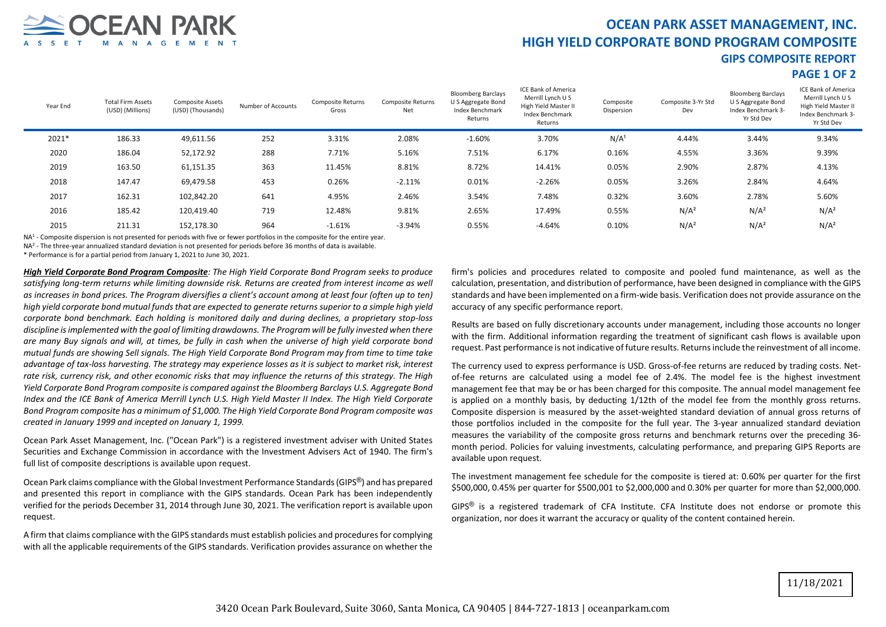# OCEAN PARK ASSET MANAGEMENT, INC.
## HIGH YIELD CORPORATE BOND PROGRAM COMPOSITE
### GIPS COMPOSITE REPORT

| Year End | Total Firm Assets (USD) (Millions) | Composite Assets (USD) (Thousands) | Number of Accounts | Composite Returns Gross | Composite Returns Net | Bloomberg Barclays U S Aggregate Bond Index Benchmark Returns | ICE Bank of America Merrill Lynch U S High Yield Master II Index Benchmark Returns | Composite Dispersion | Composite 3-Yr Std Dev | Bloomberg Barclays U S Aggregate Bond Index Benchmark 3-Yr Std Dev | ICE Bank of America Merrill Lynch U S High Yield Master II Index Benchmark 3-Yr Std Dev |
|---|---|---|---|---|---|---|---|---|---|---|---|
| 2021* | 186.33 | 49,611.56 | 252 | 3.31% | 2.08% | -1.60% | 3.70% | N/A[1] | 4.44% | 3.44% | 9.34% |
| 2020 | 186.04 | 52,172.92 | 288 | 7.71% | 5.16% | 7.51% | 6.17% | 0.16% | 4.55% | 3.36% | 9.39% |
| 2019 | 163.50 | 61,151.35 | 363 | 11.45% | 8.81% | 8.72% | 14.41% | 0.05% | 2.90% | 2.87% | 4.13% |
| 2018 | 147.47 | 69,479.58 | 453 | 0.26% | -2.11% | 0.01% | -2.26% | 0.05% | 3.26% | 2.84% | 4.64% |
| 2017 | 162.31 | 102,842.20 | 641 | 4.95% | 2.46% | 3.54% | 7.48% | 0.32% | 3.60% | 2.78% | 5.60% |
| 2016 | 185.42 | 120,419.40 | 719 | 12.48% | 9.81% | 2.65% | 17.49% | 0.55% | N/A[2] | N/A[2] | N/A[2] |
| 2015 | 211.31 | 152,178.30 | 964 | -1.61% | -3.94% | 0.55% | -4.64% | 0.10% | N/A[2] | N/A[2] | N/A[2] |

NA[1] - Composite dispersion is not presented for periods with five or fewer portfolios in the composite for the entire year.

NA[2] - The three-year annualized standard deviation is not presented for periods before 36 months of data is available.

* Performance is for a partial period from January 1, 2021 to June 30, 2021.

***High Yield Corporate Bond Program Composite**: The High Yield Corporate Bond Program seeks to produce satisfying long-term returns while limiting downside risk. Returns are created from interest income as well as increases in bond prices. The Program diversifies a client's account among at least four (often up to ten) high yield corporate bond mutual funds that are expected to generate returns superior to a simple high yield corporate bond benchmark. Each holding is monitored daily and during declines, a proprietary stop-loss discipline is implemented with the goal of limiting drawdowns. The Program will be fully invested when there are many Buy signals and will, at times, be fully in cash when the universe of high yield corporate bond mutual funds are showing Sell signals. The High Yield Corporate Bond Program may from time to time take advantage of tax-loss harvesting. The strategy may experience losses as it is subject to market risk, interest rate risk, currency risk, and other economic risks that may influence the returns of this strategy. The High Yield Corporate Bond Program composite is compared against the Bloomberg Barclays U.S. Aggregate Bond Index and the ICE Bank of America Merrill Lynch U.S. High Yield Master II Index. The High Yield Corporate Bond Program composite has a minimum of $1,000. The High Yield Corporate Bond Program composite was created in January 1999 and incepted on January 1, 1999.*

Ocean Park Asset Management, Inc. ("Ocean Park") is a registered investment adviser with United States Securities and Exchange Commission in accordance with the Investment Advisers Act of 1940. The firm's full list of composite descriptions is available upon request.

Ocean Park claims compliance with the Global Investment Performance Standards (GIPS®) and has prepared and presented this report in compliance with the GIPS standards. Ocean Park has been independently verified for the periods December 31, 2014 through June 30, 2021. The verification report is available upon request.

A firm that claims compliance with the GIPS standards must establish policies and procedures for complying with all the applicable requirements of the GIPS standards. Verification provides assurance on whether the firm's policies and procedures related to composite and pooled fund maintenance, as well as the calculation, presentation, and distribution of performance, have been designed in compliance with the GIPS standards and have been implemented on a firm-wide basis. Verification does not provide assurance on the accuracy of any specific performance report.

Results are based on fully discretionary accounts under management, including those accounts no longer with the firm. Additional information regarding the treatment of significant cash flows is available upon request. Past performance is not indicative of future results. Returns include the reinvestment of all income.

The currency used to express performance is USD. Gross-of-fee returns are reduced by trading costs. Net-of-fee returns are calculated using a model fee of 2.4%. The model fee is the highest investment management fee that may be or has been charged for this composite. The annual model management fee is applied on a monthly basis, by deducting 1/12th of the model fee from the monthly gross returns. Composite dispersion is measured by the asset-weighted standard deviation of annual gross returns of those portfolios included in the composite for the full year. The 3-year annualized standard deviation measures the variability of the composite gross returns and benchmark returns over the preceding 36-month period. Policies for valuing investments, calculating performance, and preparing GIPS Reports are available upon request.

The investment management fee schedule for the composite is tiered at: 0.60% per quarter for the first $500,000, 0.45% per quarter for $500,001 to $2,000,000 and 0.30% per quarter for more than $2,000,000.

GIPS® is a registered trademark of CFA Institute. CFA Institute does not endorse or promote this organization, nor does it warrant the accuracy or quality of the content contained herein.

11/18/2021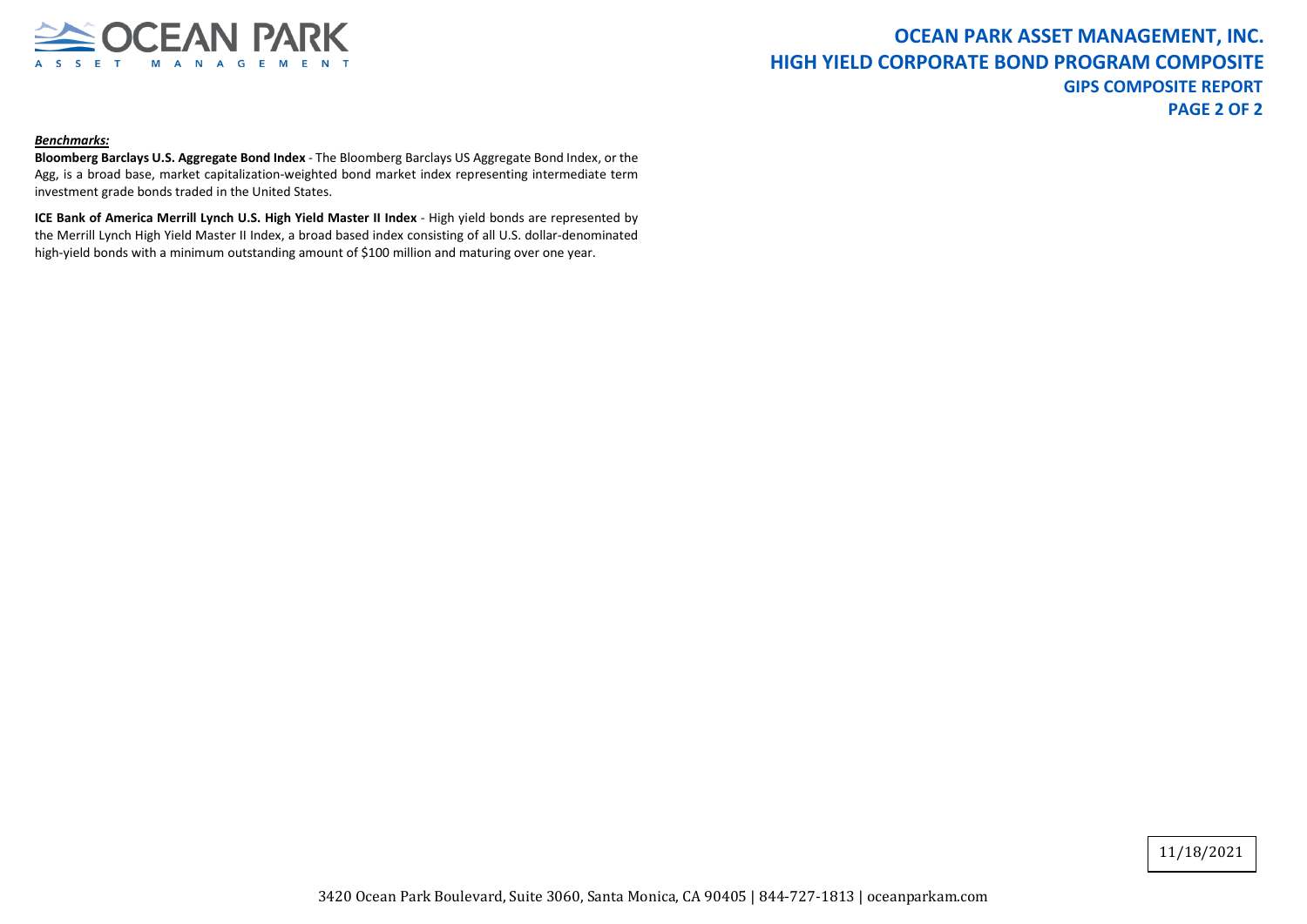***Benchmarks:***

**Bloomberg Barclays U.S. Aggregate Bond Index** - The Bloomberg Barclays US Aggregate Bond Index, or the Agg, is a broad base, market capitalization-weighted bond market index representing intermediate term investment grade bonds traded in the United States.

**ICE Bank of America Merrill Lynch U.S. High Yield Master II Index** - High yield bonds are represented by the Merrill Lynch High Yield Master II Index, a broad based index consisting of all U.S. dollar-denominated high-yield bonds with a minimum outstanding amount of $100 million and maturing over one year.

11/18/2021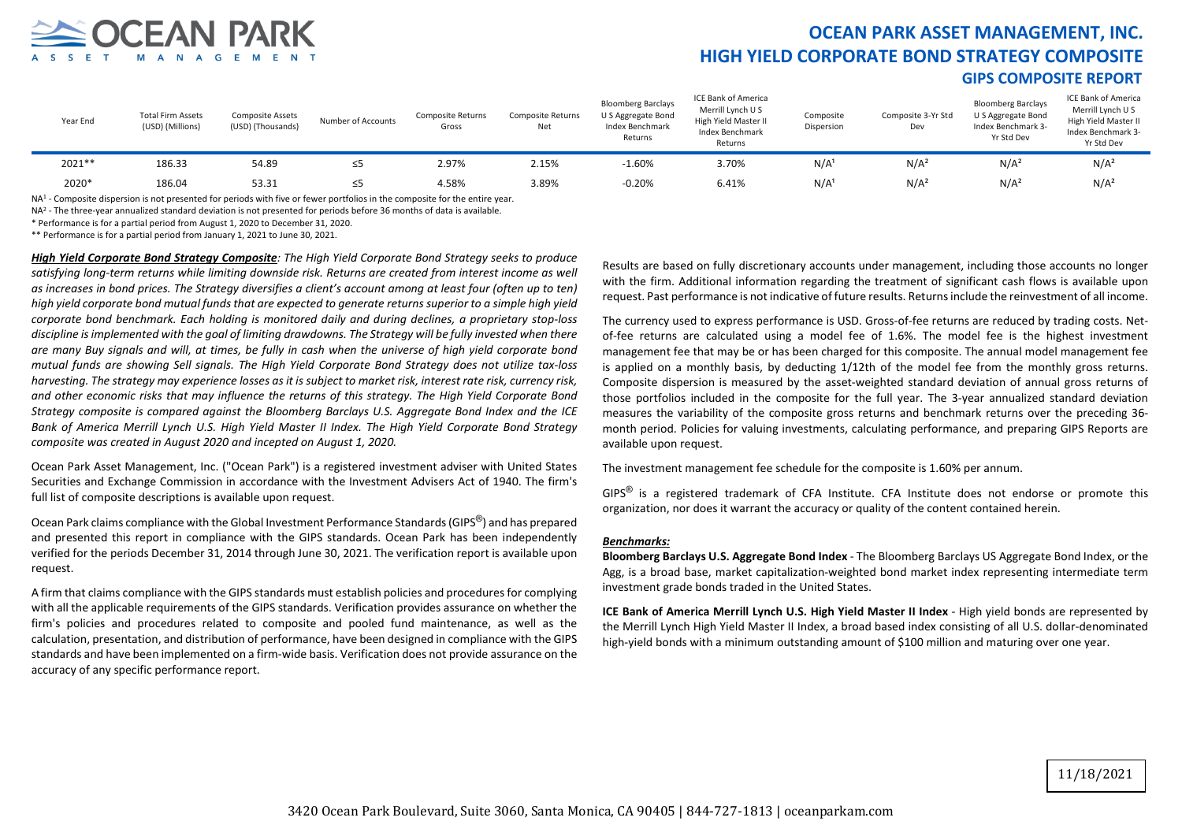# OCEAN PARK ASSET MANAGEMENT, INC.
# HIGH YIELD CORPORATE BOND STRATEGY COMPOSITE
## GIPS COMPOSITE REPORT

| Year End | Total Firm Assets (USD) (Millions) | Composite Assets (USD) (Thousands) | Number of Accounts | Composite Returns Gross | Composite Returns Net | Bloomberg Barclays U S Aggregate Bond Index Benchmark Returns | ICE Bank of America Merrill Lynch U S High Yield Master II Index Benchmark Returns | Composite Dispersion | Composite 3-Yr Std Dev | Bloomberg Barclays U S Aggregate Bond Index Benchmark 3-Yr Std Dev | ICE Bank of America Merrill Lynch U S High Yield Master II Index Benchmark 3-Yr Std Dev |
|---|---|---|---|---|---|---|---|---|---|---|---|
| 2021** | 186.33 | 54.89 | ≤5 | 2.97% | 2.15% | -1.60% | 3.70% | N/A[1] | N/A[2] | N/A[2] | N/A[2] |
| 2020* | 186.04 | 53.31 | ≤5 | 4.58% | 3.89% | -0.20% | 6.41% | N/A[1] | N/A[2] | N/A[2] | N/A[2] |

NA[1] - Composite dispersion is not presented for periods with five or fewer portfolios in the composite for the entire year.

NA[2] - The three-year annualized standard deviation is not presented for periods before 36 months of data is available.

\* Performance is for a partial period from August 1, 2020 to December 31, 2020.

\*\* Performance is for a partial period from January 1, 2021 to June 30, 2021.

***High Yield Corporate Bond Strategy Composite**: The High Yield Corporate Bond Strategy seeks to produce satisfying long-term returns while limiting downside risk. Returns are created from interest income as well as increases in bond prices. The Strategy diversifies a client's account among at least four (often up to ten) high yield corporate bond mutual funds that are expected to generate returns superior to a simple high yield corporate bond benchmark. Each holding is monitored daily and during declines, a proprietary stop-loss discipline is implemented with the goal of limiting drawdowns. The Strategy will be fully invested when there are many Buy signals and will, at times, be fully in cash when the universe of high yield corporate bond mutual funds are showing Sell signals. The High Yield Corporate Bond Strategy does not utilize tax-loss harvesting. The strategy may experience losses as it is subject to market risk, interest rate risk, currency risk, and other economic risks that may influence the returns of this strategy. The High Yield Corporate Bond Strategy composite is compared against the Bloomberg Barclays U.S. Aggregate Bond Index and the ICE Bank of America Merrill Lynch U.S. High Yield Master II Index. The High Yield Corporate Bond Strategy composite was created in August 2020 and incepted on August 1, 2020.*

Ocean Park Asset Management, Inc. ("Ocean Park") is a registered investment adviser with United States Securities and Exchange Commission in accordance with the Investment Advisers Act of 1940. The firm's full list of composite descriptions is available upon request.

Ocean Park claims compliance with the Global Investment Performance Standards (GIPS®) and has prepared and presented this report in compliance with the GIPS standards. Ocean Park has been independently verified for the periods December 31, 2014 through June 30, 2021. The verification report is available upon request.

A firm that claims compliance with the GIPS standards must establish policies and procedures for complying with all the applicable requirements of the GIPS standards. Verification provides assurance on whether the firm's policies and procedures related to composite and pooled fund maintenance, as well as the calculation, presentation, and distribution of performance, have been designed in compliance with the GIPS standards and have been implemented on a firm-wide basis. Verification does not provide assurance on the accuracy of any specific performance report.

Results are based on fully discretionary accounts under management, including those accounts no longer with the firm. Additional information regarding the treatment of significant cash flows is available upon request. Past performance is not indicative of future results. Returns include the reinvestment of all income.

The currency used to express performance is USD. Gross-of-fee returns are reduced by trading costs. Net-of-fee returns are calculated using a model fee of 1.6%. The model fee is the highest investment management fee that may be or has been charged for this composite. The annual model management fee is applied on a monthly basis, by deducting 1/12th of the model fee from the monthly gross returns. Composite dispersion is measured by the asset-weighted standard deviation of annual gross returns of those portfolios included in the composite for the full year. The 3-year annualized standard deviation measures the variability of the composite gross returns and benchmark returns over the preceding 36-month period. Policies for valuing investments, calculating performance, and preparing GIPS Reports are available upon request.

The investment management fee schedule for the composite is 1.60% per annum.

GIPS® is a registered trademark of CFA Institute. CFA Institute does not endorse or promote this organization, nor does it warrant the accuracy or quality of the content contained herein.

***Benchmarks:***

**Bloomberg Barclays U.S. Aggregate Bond Index** - The Bloomberg Barclays US Aggregate Bond Index, or the Agg, is a broad base, market capitalization-weighted bond market index representing intermediate term investment grade bonds traded in the United States.

**ICE Bank of America Merrill Lynch U.S. High Yield Master II Index** - High yield bonds are represented by the Merrill Lynch High Yield Master II Index, a broad based index consisting of all U.S. dollar-denominated high-yield bonds with a minimum outstanding amount of $100 million and maturing over one year.

11/18/2021

3420 Ocean Park Boulevard, Suite 3060, Santa Monica, CA 90405 | 844-727-1813 | oceanparkam.com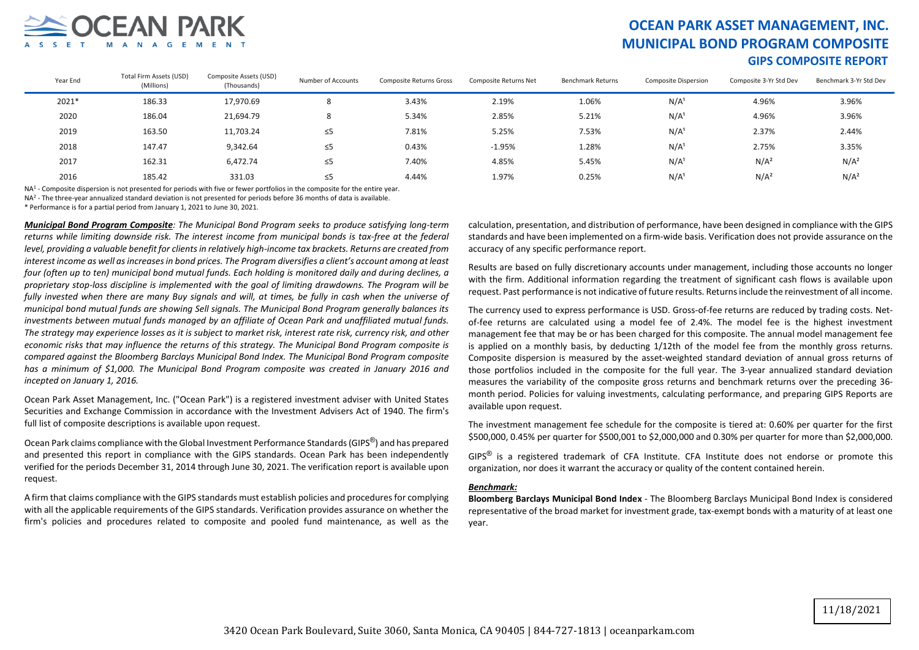# OCEAN PARK ASSET MANAGEMENT, INC.
## MUNICIPAL BOND PROGRAM COMPOSITE
### GIPS COMPOSITE REPORT

| Year End | Total Firm Assets (USD) (Millions) | Composite Assets (USD) (Thousands) | Number of Accounts | Composite Returns Gross | Composite Returns Net | Benchmark Returns | Composite Dispersion | Composite 3-Yr Std Dev | Benchmark 3-Yr Std Dev |
|---|---|---|---|---|---|---|---|---|---|
| 2021* | 186.33 | 17,970.69 | 8 | 3.43% | 2.19% | 1.06% | N/A[1] | 4.96% | 3.96% |
| 2020 | 186.04 | 21,694.79 | 8 | 5.34% | 2.85% | 5.21% | N/A[1] | 4.96% | 3.96% |
| 2019 | 163.50 | 11,703.24 | ≤5 | 7.81% | 5.25% | 7.53% | N/A[1] | 2.37% | 2.44% |
| 2018 | 147.47 | 9,342.64 | ≤5 | 0.43% | -1.95% | 1.28% | N/A[1] | 2.75% | 3.35% |
| 2017 | 162.31 | 6,472.74 | ≤5 | 7.40% | 4.85% | 5.45% | N/A[1] | N/A[2] | N/A[2] |
| 2016 | 185.42 | 331.03 | ≤5 | 4.44% | 1.97% | 0.25% | N/A[1] | N/A[2] | N/A[2] |

NA[1] - Composite dispersion is not presented for periods with five or fewer portfolios in the composite for the entire year.
NA[2] - The three-year annualized standard deviation is not presented for periods before 36 months of data is available.
* Performance is for a partial period from January 1, 2021 to June 30, 2021.

***Municipal Bond Program Composite****: The Municipal Bond Program seeks to produce satisfying long-term returns while limiting downside risk. The interest income from municipal bonds is tax-free at the federal level, providing a valuable benefit for clients in relatively high-income tax brackets. Returns are created from interest income as well as increases in bond prices. The Program diversifies a client's account among at least four (often up to ten) municipal bond mutual funds. Each holding is monitored daily and during declines, a proprietary stop-loss discipline is implemented with the goal of limiting drawdowns. The Program will be fully invested when there are many Buy signals and will, at times, be fully in cash when the universe of municipal bond mutual funds are showing Sell signals. The Municipal Bond Program generally balances its investments between mutual funds managed by an affiliate of Ocean Park and unaffiliated mutual funds. The strategy may experience losses as it is subject to market risk, interest rate risk, currency risk, and other economic risks that may influence the returns of this strategy. The Municipal Bond Program composite is compared against the Bloomberg Barclays Municipal Bond Index. The Municipal Bond Program composite has a minimum of $1,000. The Municipal Bond Program composite was created in January 2016 and incepted on January 1, 2016.*

Ocean Park Asset Management, Inc. ("Ocean Park") is a registered investment adviser with United States Securities and Exchange Commission in accordance with the Investment Advisers Act of 1940. The firm's full list of composite descriptions is available upon request.

Ocean Park claims compliance with the Global Investment Performance Standards (GIPS®) and has prepared and presented this report in compliance with the GIPS standards. Ocean Park has been independently verified for the periods December 31, 2014 through June 30, 2021. The verification report is available upon request.

A firm that claims compliance with the GIPS standards must establish policies and procedures for complying with all the applicable requirements of the GIPS standards. Verification provides assurance on whether the firm's policies and procedures related to composite and pooled fund maintenance, as well as the calculation, presentation, and distribution of performance, have been designed in compliance with the GIPS standards and have been implemented on a firm-wide basis. Verification does not provide assurance on the accuracy of any specific performance report.

Results are based on fully discretionary accounts under management, including those accounts no longer with the firm. Additional information regarding the treatment of significant cash flows is available upon request. Past performance is not indicative of future results. Returns include the reinvestment of all income.

The currency used to express performance is USD. Gross-of-fee returns are reduced by trading costs. Net-of-fee returns are calculated using a model fee of 2.4%. The model fee is the highest investment management fee that may be or has been charged for this composite. The annual model management fee is applied on a monthly basis, by deducting 1/12th of the model fee from the monthly gross returns. Composite dispersion is measured by the asset-weighted standard deviation of annual gross returns of those portfolios included in the composite for the full year. The 3-year annualized standard deviation measures the variability of the composite gross returns and benchmark returns over the preceding 36-month period. Policies for valuing investments, calculating performance, and preparing GIPS Reports are available upon request.

The investment management fee schedule for the composite is tiered at: 0.60% per quarter for the first $500,000, 0.45% per quarter for $500,001 to $2,000,000 and 0.30% per quarter for more than $2,000,000.

GIPS® is a registered trademark of CFA Institute. CFA Institute does not endorse or promote this organization, nor does it warrant the accuracy or quality of the content contained herein.

***Benchmark:***

**Bloomberg Barclays Municipal Bond Index** - The Bloomberg Barclays Municipal Bond Index is considered representative of the broad market for investment grade, tax-exempt bonds with a maturity of at least one year.

11/18/2021

3420 Ocean Park Boulevard, Suite 3060, Santa Monica, CA 90405 | 844-727-1813 | oceanparkam.com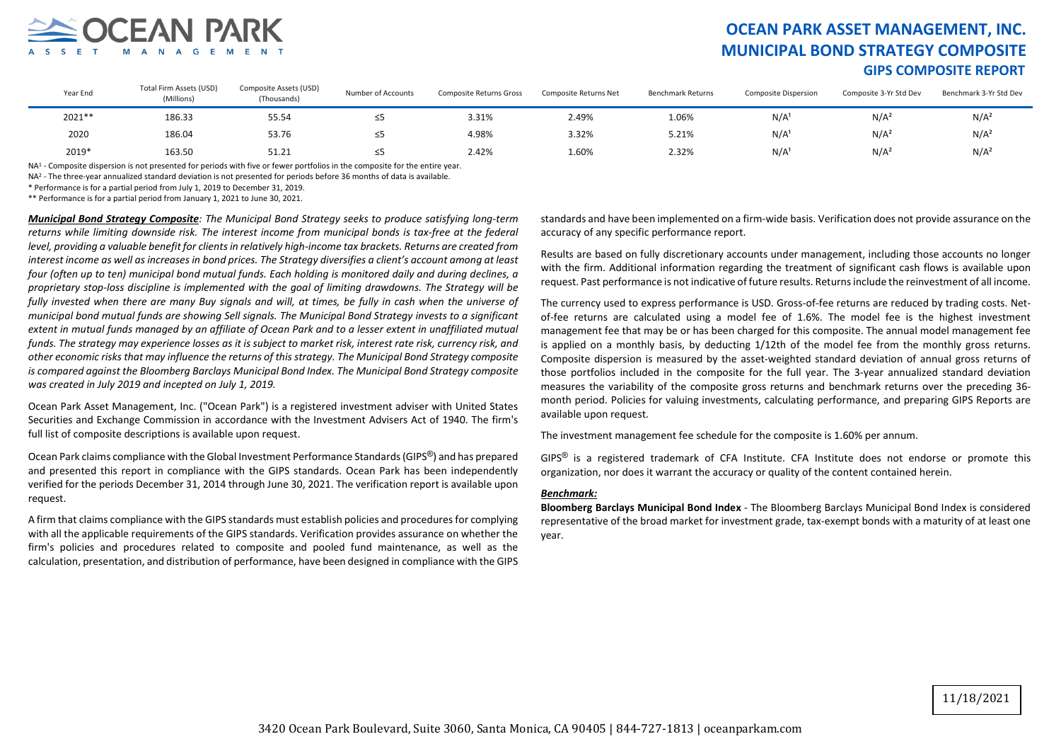# OCEAN PARK ASSET MANAGEMENT, INC.
## MUNICIPAL BOND STRATEGY COMPOSITE
### GIPS COMPOSITE REPORT

| Year End | Total Firm Assets (USD) (Millions) | Composite Assets (USD) (Thousands) | Number of Accounts | Composite Returns Gross | Composite Returns Net | Benchmark Returns | Composite Dispersion | Composite 3-Yr Std Dev | Benchmark 3-Yr Std Dev |
|---|---|---|---|---|---|---|---|---|---|
| 2021** | 186.33 | 55.54 | ≤5 | 3.31% | 2.49% | 1.06% | N/A[1] | N/A[2] | N/A[2] |
| 2020 | 186.04 | 53.76 | ≤5 | 4.98% | 3.32% | 5.21% | N/A[1] | N/A[2] | N/A[2] |
| 2019* | 163.50 | 51.21 | ≤5 | 2.42% | 1.60% | 2.32% | N/A[1] | N/A[2] | N/A[2] |

NA[1] - Composite dispersion is not presented for periods with five or fewer portfolios in the composite for the entire year.

NA[2] - The three-year annualized standard deviation is not presented for periods before 36 months of data is available.

* Performance is for a partial period from July 1, 2019 to December 31, 2019.

** Performance is for a partial period from January 1, 2021 to June 30, 2021.

***Municipal Bond Strategy Composite****: The Municipal Bond Strategy seeks to produce satisfying long-term returns while limiting downside risk. The interest income from municipal bonds is tax-free at the federal level, providing a valuable benefit for clients in relatively high-income tax brackets. Returns are created from interest income as well as increases in bond prices. The Strategy diversifies a client's account among at least four (often up to ten) municipal bond mutual funds. Each holding is monitored daily and during declines, a proprietary stop-loss discipline is implemented with the goal of limiting drawdowns. The Strategy will be fully invested when there are many Buy signals and will, at times, be fully in cash when the universe of municipal bond mutual funds are showing Sell signals. The Municipal Bond Strategy invests to a significant extent in mutual funds managed by an affiliate of Ocean Park and to a lesser extent in unaffiliated mutual funds. The strategy may experience losses as it is subject to market risk, interest rate risk, currency risk, and other economic risks that may influence the returns of this strategy. The Municipal Bond Strategy composite is compared against the Bloomberg Barclays Municipal Bond Index. The Municipal Bond Strategy composite was created in July 2019 and incepted on July 1, 2019.*

Ocean Park Asset Management, Inc. ("Ocean Park") is a registered investment adviser with United States Securities and Exchange Commission in accordance with the Investment Advisers Act of 1940. The firm's full list of composite descriptions is available upon request.

Ocean Park claims compliance with the Global Investment Performance Standards (GIPS®) and has prepared and presented this report in compliance with the GIPS standards. Ocean Park has been independently verified for the periods December 31, 2014 through June 30, 2021. The verification report is available upon request.

A firm that claims compliance with the GIPS standards must establish policies and procedures for complying with all the applicable requirements of the GIPS standards. Verification provides assurance on whether the firm's policies and procedures related to composite and pooled fund maintenance, as well as the calculation, presentation, and distribution of performance, have been designed in compliance with the GIPS standards and have been implemented on a firm-wide basis. Verification does not provide assurance on the accuracy of any specific performance report.

Results are based on fully discretionary accounts under management, including those accounts no longer with the firm. Additional information regarding the treatment of significant cash flows is available upon request. Past performance is not indicative of future results. Returns include the reinvestment of all income.

The currency used to express performance is USD. Gross-of-fee returns are reduced by trading costs. Net-of-fee returns are calculated using a model fee of 1.6%. The model fee is the highest investment management fee that may be or has been charged for this composite. The annual model management fee is applied on a monthly basis, by deducting 1/12th of the model fee from the monthly gross returns. Composite dispersion is measured by the asset-weighted standard deviation of annual gross returns of those portfolios included in the composite for the full year. The 3-year annualized standard deviation measures the variability of the composite gross returns and benchmark returns over the preceding 36-month period. Policies for valuing investments, calculating performance, and preparing GIPS Reports are available upon request.

The investment management fee schedule for the composite is 1.60% per annum.

GIPS® is a registered trademark of CFA Institute. CFA Institute does not endorse or promote this organization, nor does it warrant the accuracy or quality of the content contained herein.

***Benchmark:***

**Bloomberg Barclays Municipal Bond Index** - The Bloomberg Barclays Municipal Bond Index is considered representative of the broad market for investment grade, tax-exempt bonds with a maturity of at least one year.

11/18/2021

3420 Ocean Park Boulevard, Suite 3060, Santa Monica, CA 90405 | 844-727-1813 | oceanparkam.com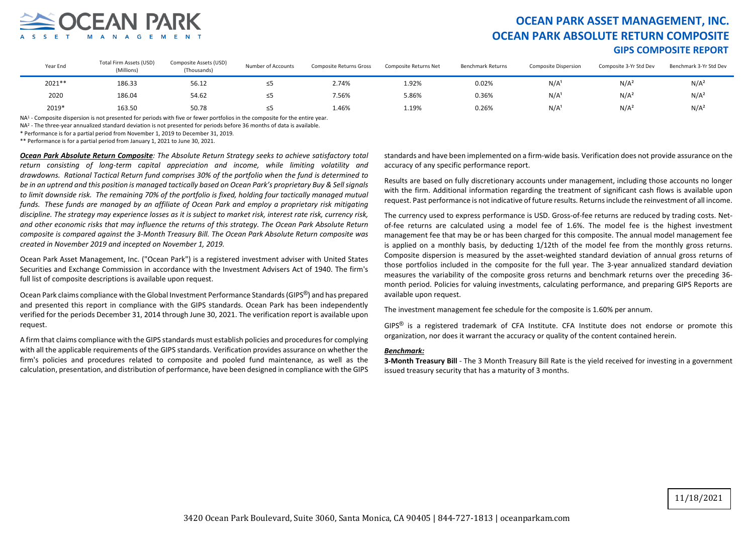# OCEAN PARK ASSET MANAGEMENT, INC.
# OCEAN PARK ABSOLUTE RETURN COMPOSITE
## GIPS COMPOSITE REPORT

| Year End | Total Firm Assets (USD) (Millions) | Composite Assets (USD) (Thousands) | Number of Accounts | Composite Returns Gross | Composite Returns Net | Benchmark Returns | Composite Dispersion | Composite 3-Yr Std Dev | Benchmark 3-Yr Std Dev |
|---|---|---|---|---|---|---|---|---|---|
| 2021** | 186.33 | 56.12 | ≤5 | 2.74% | 1.92% | 0.02% | N/A[1] | N/A[2] | N/A[2] |
| 2020 | 186.04 | 54.62 | ≤5 | 7.56% | 5.86% | 0.36% | N/A[1] | N/A[2] | N/A[2] |
| 2019* | 163.50 | 50.78 | ≤5 | 1.46% | 1.19% | 0.26% | N/A[1] | N/A[2] | N/A[2] |

NA[1] - Composite dispersion is not presented for periods with five or fewer portfolios in the composite for the entire year.

NA[2] - The three-year annualized standard deviation is not presented for periods before 36 months of data is available.

\* Performance is for a partial period from November 1, 2019 to December 31, 2019.

\*\* Performance is for a partial period from January 1, 2021 to June 30, 2021.

***Ocean Park Absolute Return Composite**: The Absolute Return Strategy seeks to achieve satisfactory total return consisting of long-term capital appreciation and income, while limiting volatility and drawdowns. Rational Tactical Return fund comprises 30% of the portfolio when the fund is determined to be in an uptrend and this position is managed tactically based on Ocean Park's proprietary Buy & Sell signals to limit downside risk. The remaining 70% of the portfolio is fixed, holding four tactically managed mutual funds. These funds are managed by an affiliate of Ocean Park and employ a proprietary risk mitigating discipline. The strategy may experience losses as it is subject to market risk, interest rate risk, currency risk, and other economic risks that may influence the returns of this strategy. The Ocean Park Absolute Return composite is compared against the 3-Month Treasury Bill. The Ocean Park Absolute Return composite was created in November 2019 and incepted on November 1, 2019.*

Ocean Park Asset Management, Inc. ("Ocean Park") is a registered investment adviser with United States Securities and Exchange Commission in accordance with the Investment Advisers Act of 1940. The firm's full list of composite descriptions is available upon request.

Ocean Park claims compliance with the Global Investment Performance Standards (GIPS®) and has prepared and presented this report in compliance with the GIPS standards. Ocean Park has been independently verified for the periods December 31, 2014 through June 30, 2021. The verification report is available upon request.

A firm that claims compliance with the GIPS standards must establish policies and procedures for complying with all the applicable requirements of the GIPS standards. Verification provides assurance on whether the firm's policies and procedures related to composite and pooled fund maintenance, as well as the calculation, presentation, and distribution of performance, have been designed in compliance with the GIPS standards and have been implemented on a firm-wide basis. Verification does not provide assurance on the accuracy of any specific performance report.

Results are based on fully discretionary accounts under management, including those accounts no longer with the firm. Additional information regarding the treatment of significant cash flows is available upon request. Past performance is not indicative of future results. Returns include the reinvestment of all income.

The currency used to express performance is USD. Gross-of-fee returns are reduced by trading costs. Net-of-fee returns are calculated using a model fee of 1.6%. The model fee is the highest investment management fee that may be or has been charged for this composite. The annual model management fee is applied on a monthly basis, by deducting 1/12th of the model fee from the monthly gross returns. Composite dispersion is measured by the asset-weighted standard deviation of annual gross returns of those portfolios included in the composite for the full year. The 3-year annualized standard deviation measures the variability of the composite gross returns and benchmark returns over the preceding 36-month period. Policies for valuing investments, calculating performance, and preparing GIPS Reports are available upon request.

The investment management fee schedule for the composite is 1.60% per annum.

GIPS® is a registered trademark of CFA Institute. CFA Institute does not endorse or promote this organization, nor does it warrant the accuracy or quality of the content contained herein.

***Benchmark:***

**3-Month Treasury Bill** - The 3 Month Treasury Bill Rate is the yield received for investing in a government issued treasury security that has a maturity of 3 months.

11/18/2021

3420 Ocean Park Boulevard, Suite 3060, Santa Monica, CA 90405 | 844-727-1813 | oceanparkam.com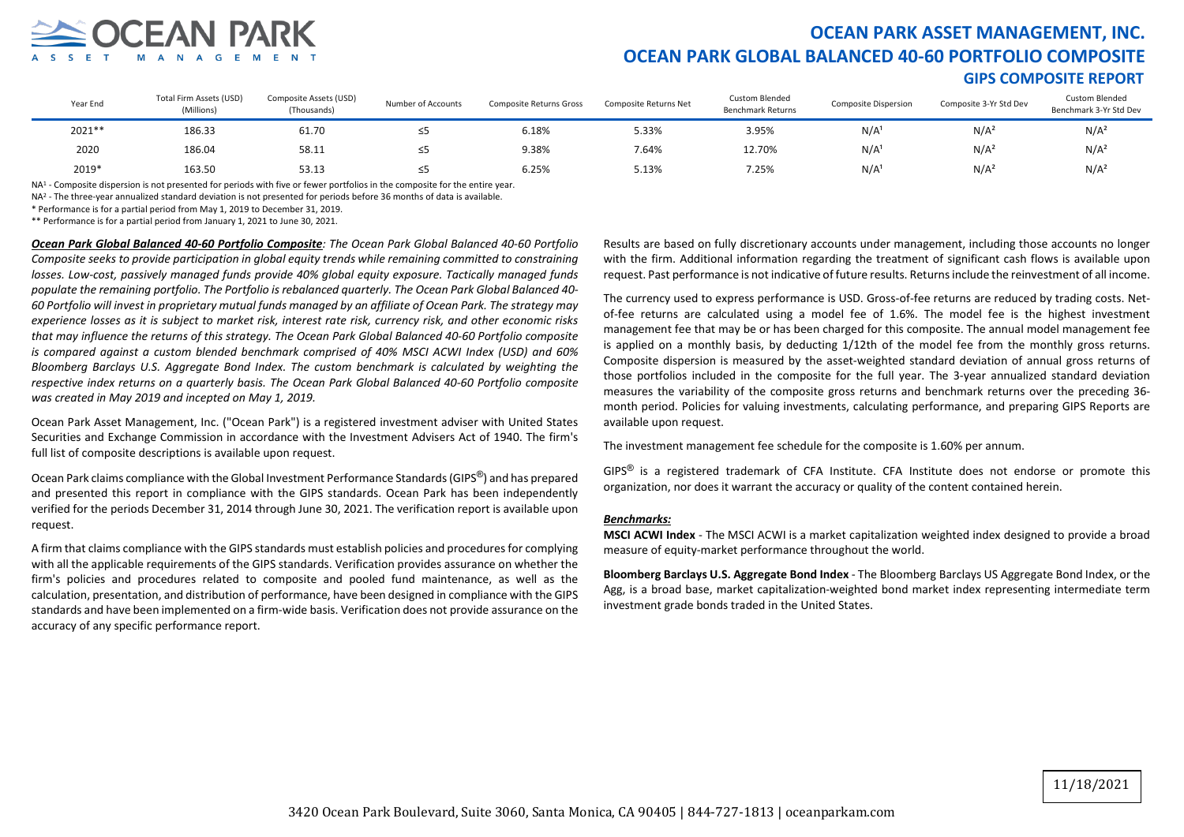# OCEAN PARK ASSET MANAGEMENT, INC.

## OCEAN PARK GLOBAL BALANCED 40-60 PORTFOLIO COMPOSITE

### GIPS COMPOSITE REPORT

| Year End | Total Firm Assets (USD) (Millions) | Composite Assets (USD) (Thousands) | Number of Accounts | Composite Returns Gross | Composite Returns Net | Custom Blended Benchmark Returns | Composite Dispersion | Composite 3-Yr Std Dev | Custom Blended Benchmark 3-Yr Std Dev |
|---|---|---|---|---|---|---|---|---|---|
| 2021** | 186.33 | 61.70 | ≤5 | 6.18% | 5.33% | 3.95% | N/A[1] | N/A[2] | N/A[2] |
| 2020 | 186.04 | 58.11 | ≤5 | 9.38% | 7.64% | 12.70% | N/A[1] | N/A[2] | N/A[2] |
| 2019* | 163.50 | 53.13 | ≤5 | 6.25% | 5.13% | 7.25% | N/A[1] | N/A[2] | N/A[2] |

NA[1] - Composite dispersion is not presented for periods with five or fewer portfolios in the composite for the entire year.

NA[2] - The three-year annualized standard deviation is not presented for periods before 36 months of data is available.

* Performance is for a partial period from May 1, 2019 to December 31, 2019.

** Performance is for a partial period from January 1, 2021 to June 30, 2021.

***<u>Ocean Park Global Balanced 40-60 Portfolio Composite</u>**: The Ocean Park Global Balanced 40-60 Portfolio Composite seeks to provide participation in global equity trends while remaining committed to constraining losses. Low-cost, passively managed funds provide 40% global equity exposure. Tactically managed funds populate the remaining portfolio. The Portfolio is rebalanced quarterly. The Ocean Park Global Balanced 40-60 Portfolio will invest in proprietary mutual funds managed by an affiliate of Ocean Park. The strategy may experience losses as it is subject to market risk, interest rate risk, currency risk, and other economic risks that may influence the returns of this strategy. The Ocean Park Global Balanced 40-60 Portfolio composite is compared against a custom blended benchmark comprised of 40% MSCI ACWI Index (USD) and 60% Bloomberg Barclays U.S. Aggregate Bond Index. The custom benchmark is calculated by weighting the respective index returns on a quarterly basis. The Ocean Park Global Balanced 40-60 Portfolio composite was created in May 2019 and incepted on May 1, 2019.*

Ocean Park Asset Management, Inc. ("Ocean Park") is a registered investment adviser with United States Securities and Exchange Commission in accordance with the Investment Advisers Act of 1940. The firm's full list of composite descriptions is available upon request.

Ocean Park claims compliance with the Global Investment Performance Standards (GIPS®) and has prepared and presented this report in compliance with the GIPS standards. Ocean Park has been independently verified for the periods December 31, 2014 through June 30, 2021. The verification report is available upon request.

A firm that claims compliance with the GIPS standards must establish policies and procedures for complying with all the applicable requirements of the GIPS standards. Verification provides assurance on whether the firm's policies and procedures related to composite and pooled fund maintenance, as well as the calculation, presentation, and distribution of performance, have been designed in compliance with the GIPS standards and have been implemented on a firm-wide basis. Verification does not provide assurance on the accuracy of any specific performance report.

Results are based on fully discretionary accounts under management, including those accounts no longer with the firm. Additional information regarding the treatment of significant cash flows is available upon request. Past performance is not indicative of future results. Returns include the reinvestment of all income.

The currency used to express performance is USD. Gross-of-fee returns are reduced by trading costs. Net-of-fee returns are calculated using a model fee of 1.6%. The model fee is the highest investment management fee that may be or has been charged for this composite. The annual model management fee is applied on a monthly basis, by deducting 1/12th of the model fee from the monthly gross returns. Composite dispersion is measured by the asset-weighted standard deviation of annual gross returns of those portfolios included in the composite for the full year. The 3-year annualized standard deviation measures the variability of the composite gross returns and benchmark returns over the preceding 36-month period. Policies for valuing investments, calculating performance, and preparing GIPS Reports are available upon request.

The investment management fee schedule for the composite is 1.60% per annum.

GIPS® is a registered trademark of CFA Institute. CFA Institute does not endorse or promote this organization, nor does it warrant the accuracy or quality of the content contained herein.

***<u>Benchmarks:</u>***

**MSCI ACWI Index** - The MSCI ACWI is a market capitalization weighted index designed to provide a broad measure of equity-market performance throughout the world.

**Bloomberg Barclays U.S. Aggregate Bond Index** - The Bloomberg Barclays US Aggregate Bond Index, or the Agg, is a broad base, market capitalization-weighted bond market index representing intermediate term investment grade bonds traded in the United States.

11/18/2021

3420 Ocean Park Boulevard, Suite 3060, Santa Monica, CA 90405 | 844-727-1813 | oceanparkam.com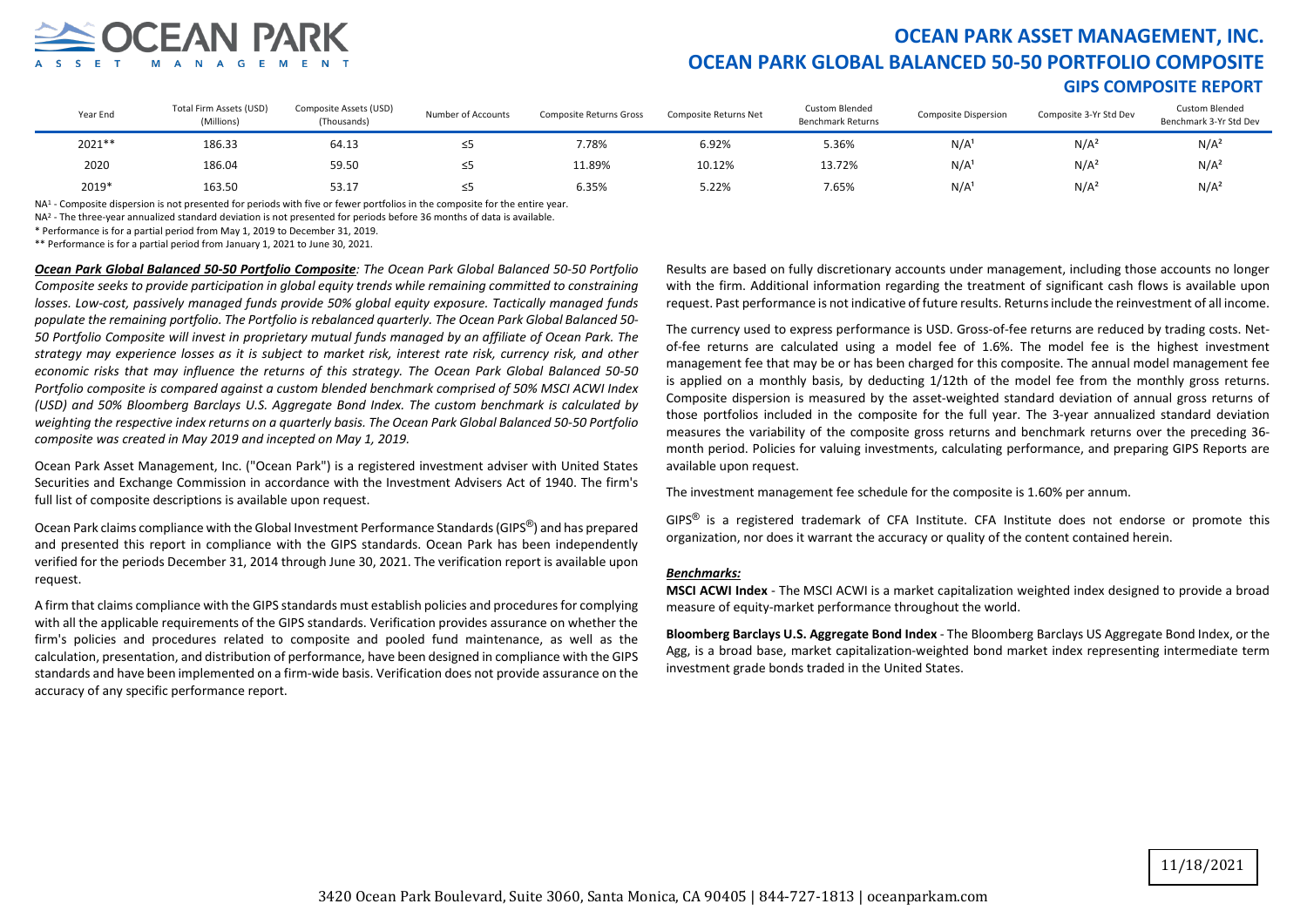# OCEAN PARK ASSET MANAGEMENT, INC.
## OCEAN PARK GLOBAL BALANCED 50-50 PORTFOLIO COMPOSITE
### GIPS COMPOSITE REPORT

| Year End | Total Firm Assets (USD) (Millions) | Composite Assets (USD) (Thousands) | Number of Accounts | Composite Returns Gross | Composite Returns Net | Custom Blended Benchmark Returns | Composite Dispersion | Composite 3-Yr Std Dev | Custom Blended Benchmark 3-Yr Std Dev |
|---|---|---|---|---|---|---|---|---|---|
| 2021** | 186.33 | 64.13 | ≤5 | 7.78% | 6.92% | 5.36% | N/A[1] | N/A[2] | N/A[2] |
| 2020 | 186.04 | 59.50 | ≤5 | 11.89% | 10.12% | 13.72% | N/A[1] | N/A[2] | N/A[2] |
| 2019* | 163.50 | 53.17 | ≤5 | 6.35% | 5.22% | 7.65% | N/A[1] | N/A[2] | N/A[2] |

NA[1] - Composite dispersion is not presented for periods with five or fewer portfolios in the composite for the entire year.
NA[2] - The three-year annualized standard deviation is not presented for periods before 36 months of data is available.
* Performance is for a partial period from May 1, 2019 to December 31, 2019.
** Performance is for a partial period from January 1, 2021 to June 30, 2021.

***Ocean Park Global Balanced 50-50 Portfolio Composite****: The Ocean Park Global Balanced 50-50 Portfolio Composite seeks to provide participation in global equity trends while remaining committed to constraining losses. Low-cost, passively managed funds provide 50% global equity exposure. Tactically managed funds populate the remaining portfolio. The Portfolio is rebalanced quarterly. The Ocean Park Global Balanced 50-50 Portfolio Composite will invest in proprietary mutual funds managed by an affiliate of Ocean Park. The strategy may experience losses as it is subject to market risk, interest rate risk, currency risk, and other economic risks that may influence the returns of this strategy. The Ocean Park Global Balanced 50-50 Portfolio composite is compared against a custom blended benchmark comprised of 50% MSCI ACWI Index (USD) and 50% Bloomberg Barclays U.S. Aggregate Bond Index. The custom benchmark is calculated by weighting the respective index returns on a quarterly basis. The Ocean Park Global Balanced 50-50 Portfolio composite was created in May 2019 and incepted on May 1, 2019.*

Ocean Park Asset Management, Inc. ("Ocean Park") is a registered investment adviser with United States Securities and Exchange Commission in accordance with the Investment Advisers Act of 1940. The firm's full list of composite descriptions is available upon request.

Ocean Park claims compliance with the Global Investment Performance Standards (GIPS®) and has prepared and presented this report in compliance with the GIPS standards. Ocean Park has been independently verified for the periods December 31, 2014 through June 30, 2021. The verification report is available upon request.

A firm that claims compliance with the GIPS standards must establish policies and procedures for complying with all the applicable requirements of the GIPS standards. Verification provides assurance on whether the firm's policies and procedures related to composite and pooled fund maintenance, as well as the calculation, presentation, and distribution of performance, have been designed in compliance with the GIPS standards and have been implemented on a firm-wide basis. Verification does not provide assurance on the accuracy of any specific performance report.

Results are based on fully discretionary accounts under management, including those accounts no longer with the firm. Additional information regarding the treatment of significant cash flows is available upon request. Past performance is not indicative of future results. Returns include the reinvestment of all income.

The currency used to express performance is USD. Gross-of-fee returns are reduced by trading costs. Net-of-fee returns are calculated using a model fee of 1.6%. The model fee is the highest investment management fee that may be or has been charged for this composite. The annual model management fee is applied on a monthly basis, by deducting 1/12th of the model fee from the monthly gross returns. Composite dispersion is measured by the asset-weighted standard deviation of annual gross returns of those portfolios included in the composite for the full year. The 3-year annualized standard deviation measures the variability of the composite gross returns and benchmark returns over the preceding 36-month period. Policies for valuing investments, calculating performance, and preparing GIPS Reports are available upon request.

The investment management fee schedule for the composite is 1.60% per annum.

GIPS® is a registered trademark of CFA Institute. CFA Institute does not endorse or promote this organization, nor does it warrant the accuracy or quality of the content contained herein.

***Benchmarks:***

**MSCI ACWI Index** - The MSCI ACWI is a market capitalization weighted index designed to provide a broad measure of equity-market performance throughout the world.

**Bloomberg Barclays U.S. Aggregate Bond Index** - The Bloomberg Barclays US Aggregate Bond Index, or the Agg, is a broad base, market capitalization-weighted bond market index representing intermediate term investment grade bonds traded in the United States.

11/18/2021

3420 Ocean Park Boulevard, Suite 3060, Santa Monica, CA 90405 | 844-727-1813 | oceanparkam.com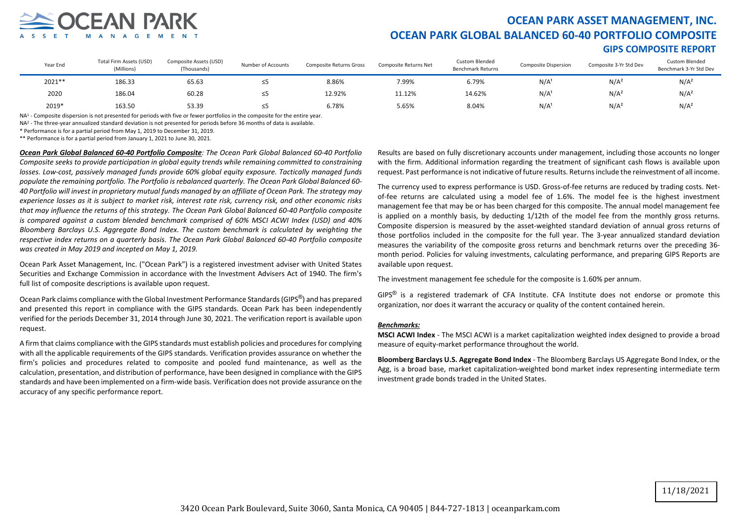# OCEAN PARK ASSET MANAGEMENT, INC.
# OCEAN PARK GLOBAL BALANCED 60-40 PORTFOLIO COMPOSITE
## GIPS COMPOSITE REPORT

| Year End | Total Firm Assets (USD) (Millions) | Composite Assets (USD) (Thousands) | Number of Accounts | Composite Returns Gross | Composite Returns Net | Custom Blended Benchmark Returns | Composite Dispersion | Composite 3-Yr Std Dev | Custom Blended Benchmark 3-Yr Std Dev |
|---|---|---|---|---|---|---|---|---|---|
| 2021** | 186.33 | 65.63 | ≤5 | 8.86% | 7.99% | 6.79% | N/A[1] | N/A[2] | N/A[2] |
| 2020 | 186.04 | 60.28 | ≤5 | 12.92% | 11.12% | 14.62% | N/A[1] | N/A[2] | N/A[2] |
| 2019* | 163.50 | 53.39 | ≤5 | 6.78% | 5.65% | 8.04% | N/A[1] | N/A[2] | N/A[2] |

NA[1] - Composite dispersion is not presented for periods with five or fewer portfolios in the composite for the entire year.

NA[2] - The three-year annualized standard deviation is not presented for periods before 36 months of data is available.

\* Performance is for a partial period from May 1, 2019 to December 31, 2019.

\** Performance is for a partial period from January 1, 2021 to June 30, 2021.

***Ocean Park Global Balanced 60-40 Portfolio Composite**: The Ocean Park Global Balanced 60-40 Portfolio Composite seeks to provide participation in global equity trends while remaining committed to constraining losses. Low-cost, passively managed funds provide 60% global equity exposure. Tactically managed funds populate the remaining portfolio. The Portfolio is rebalanced quarterly. The Ocean Park Global Balanced 60-40 Portfolio will invest in proprietary mutual funds managed by an affiliate of Ocean Park. The strategy may experience losses as it is subject to market risk, interest rate risk, currency risk, and other economic risks that may influence the returns of this strategy. The Ocean Park Global Balanced 60-40 Portfolio composite is compared against a custom blended benchmark comprised of 60% MSCI ACWI Index (USD) and 40% Bloomberg Barclays U.S. Aggregate Bond Index. The custom benchmark is calculated by weighting the respective index returns on a quarterly basis. The Ocean Park Global Balanced 60-40 Portfolio composite was created in May 2019 and incepted on May 1, 2019.*

Ocean Park Asset Management, Inc. ("Ocean Park") is a registered investment adviser with United States Securities and Exchange Commission in accordance with the Investment Advisers Act of 1940. The firm's full list of composite descriptions is available upon request.

Ocean Park claims compliance with the Global Investment Performance Standards (GIPS®) and has prepared and presented this report in compliance with the GIPS standards. Ocean Park has been independently verified for the periods December 31, 2014 through June 30, 2021. The verification report is available upon request.

A firm that claims compliance with the GIPS standards must establish policies and procedures for complying with all the applicable requirements of the GIPS standards. Verification provides assurance on whether the firm's policies and procedures related to composite and pooled fund maintenance, as well as the calculation, presentation, and distribution of performance, have been designed in compliance with the GIPS standards and have been implemented on a firm-wide basis. Verification does not provide assurance on the accuracy of any specific performance report.

Results are based on fully discretionary accounts under management, including those accounts no longer with the firm. Additional information regarding the treatment of significant cash flows is available upon request. Past performance is not indicative of future results. Returns include the reinvestment of all income.

The currency used to express performance is USD. Gross-of-fee returns are reduced by trading costs. Net-of-fee returns are calculated using a model fee of 1.6%. The model fee is the highest investment management fee that may be or has been charged for this composite. The annual model management fee is applied on a monthly basis, by deducting 1/12th of the model fee from the monthly gross returns. Composite dispersion is measured by the asset-weighted standard deviation of annual gross returns of those portfolios included in the composite for the full year. The 3-year annualized standard deviation measures the variability of the composite gross returns and benchmark returns over the preceding 36-month period. Policies for valuing investments, calculating performance, and preparing GIPS Reports are available upon request.

The investment management fee schedule for the composite is 1.60% per annum.

GIPS® is a registered trademark of CFA Institute. CFA Institute does not endorse or promote this organization, nor does it warrant the accuracy or quality of the content contained herein.

***Benchmarks:***

**MSCI ACWI Index** - The MSCI ACWI is a market capitalization weighted index designed to provide a broad measure of equity-market performance throughout the world.

**Bloomberg Barclays U.S. Aggregate Bond Index** - The Bloomberg Barclays US Aggregate Bond Index, or the Agg, is a broad base, market capitalization-weighted bond market index representing intermediate term investment grade bonds traded in the United States.

11/18/2021

3420 Ocean Park Boulevard, Suite 3060, Santa Monica, CA 90405 | 844-727-1813 | oceanparkam.com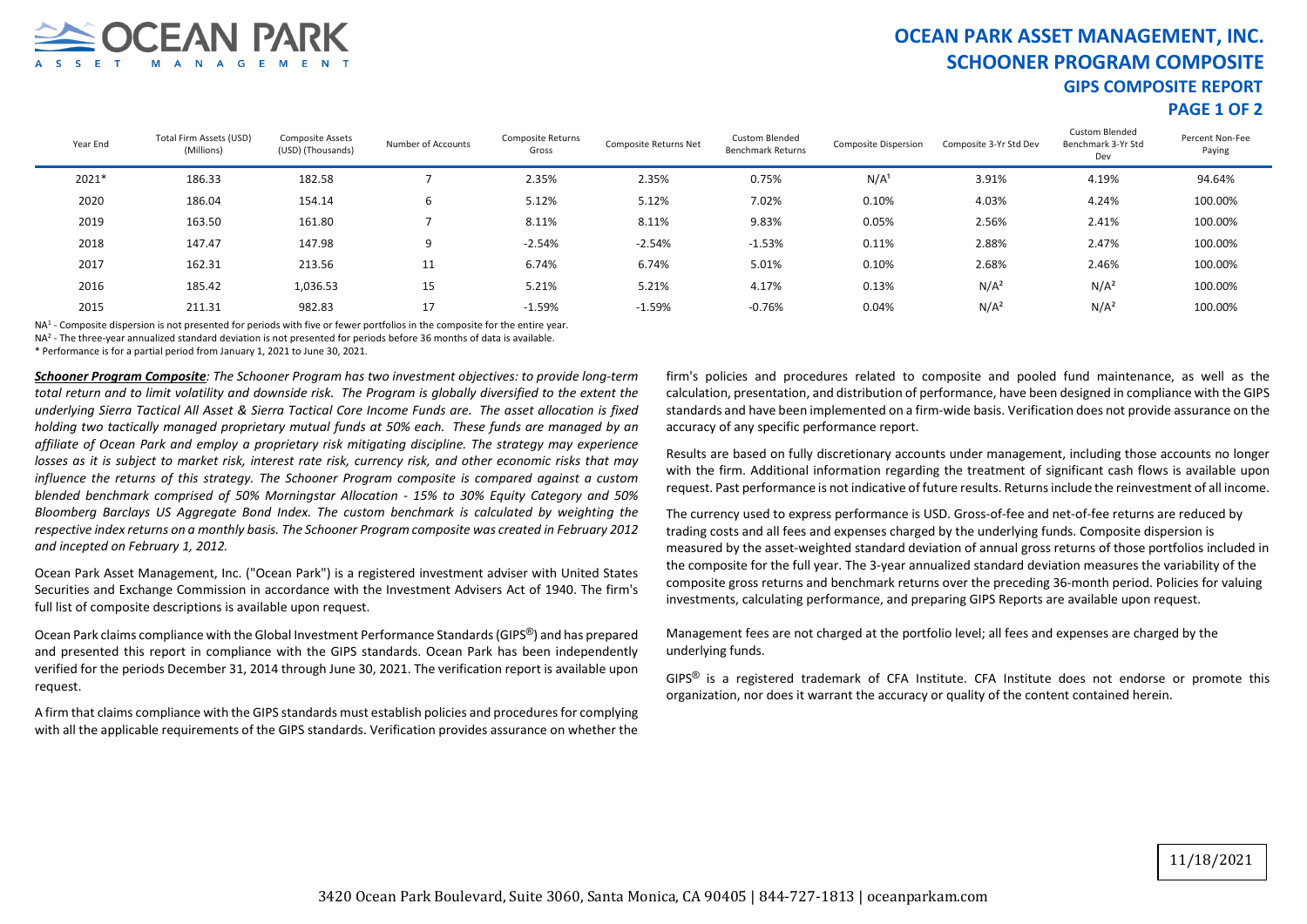# OCEAN PARK ASSET MANAGEMENT, INC.
## SCHOONER PROGRAM COMPOSITE
### GIPS COMPOSITE REPORT
### PAGE 1 OF 2

| Year End | Total Firm Assets (USD) (Millions) | Composite Assets (USD) (Thousands) | Number of Accounts | Composite Returns Gross | Composite Returns Net | Custom Blended Benchmark Returns | Composite Dispersion | Composite 3-Yr Std Dev | Custom Blended Benchmark 3-Yr Std Dev | Percent Non-Fee Paying |
|---|---|---|---|---|---|---|---|---|---|---|
| 2021* | 186.33 | 182.58 | 7 | 2.35% | 2.35% | 0.75% | N/A[1] | 3.91% | 4.19% | 94.64% |
| 2020 | 186.04 | 154.14 | 6 | 5.12% | 5.12% | 7.02% | 0.10% | 4.03% | 4.24% | 100.00% |
| 2019 | 163.50 | 161.80 | 7 | 8.11% | 8.11% | 9.83% | 0.05% | 2.56% | 2.41% | 100.00% |
| 2018 | 147.47 | 147.98 | 9 | -2.54% | -2.54% | -1.53% | 0.11% | 2.88% | 2.47% | 100.00% |
| 2017 | 162.31 | 213.56 | 11 | 6.74% | 6.74% | 5.01% | 0.10% | 2.68% | 2.46% | 100.00% |
| 2016 | 185.42 | 1,036.53 | 15 | 5.21% | 5.21% | 4.17% | 0.13% | N/A[2] | N/A[2] | 100.00% |
| 2015 | 211.31 | 982.83 | 17 | -1.59% | -1.59% | -0.76% | 0.04% | N/A[2] | N/A[2] | 100.00% |

NA[1] - Composite dispersion is not presented for periods with five or fewer portfolios in the composite for the entire year.
NA[2] - The three-year annualized standard deviation is not presented for periods before 36 months of data is available.
* Performance is for a partial period from January 1, 2021 to June 30, 2021.

***Schooner Program Composite**: The Schooner Program has two investment objectives: to provide long-term total return and to limit volatility and downside risk. The Program is globally diversified to the extent the underlying Sierra Tactical All Asset & Sierra Tactical Core Income Funds are. The asset allocation is fixed holding two tactically managed proprietary mutual funds at 50% each. These funds are managed by an affiliate of Ocean Park and employ a proprietary risk mitigating discipline. The strategy may experience losses as it is subject to market risk, interest rate risk, currency risk, and other economic risks that may influence the returns of this strategy. The Schooner Program composite is compared against a custom blended benchmark comprised of 50% Morningstar Allocation - 15% to 30% Equity Category and 50% Bloomberg Barclays US Aggregate Bond Index. The custom benchmark is calculated by weighting the respective index returns on a monthly basis. The Schooner Program composite was created in February 2012 and incepted on February 1, 2012.*

Ocean Park Asset Management, Inc. ("Ocean Park") is a registered investment adviser with United States Securities and Exchange Commission in accordance with the Investment Advisers Act of 1940. The firm's full list of composite descriptions is available upon request.

Ocean Park claims compliance with the Global Investment Performance Standards (GIPS®) and has prepared and presented this report in compliance with the GIPS standards. Ocean Park has been independently verified for the periods December 31, 2014 through June 30, 2021. The verification report is available upon request.

A firm that claims compliance with the GIPS standards must establish policies and procedures for complying with all the applicable requirements of the GIPS standards. Verification provides assurance on whether the firm's policies and procedures related to composite and pooled fund maintenance, as well as the calculation, presentation, and distribution of performance, have been designed in compliance with the GIPS standards and have been implemented on a firm-wide basis. Verification does not provide assurance on the accuracy of any specific performance report.

Results are based on fully discretionary accounts under management, including those accounts no longer with the firm. Additional information regarding the treatment of significant cash flows is available upon request. Past performance is not indicative of future results. Returns include the reinvestment of all income.

The currency used to express performance is USD. Gross-of-fee and net-of-fee returns are reduced by trading costs and all fees and expenses charged by the underlying funds. Composite dispersion is measured by the asset-weighted standard deviation of annual gross returns of those portfolios included in the composite for the full year. The 3-year annualized standard deviation measures the variability of the composite gross returns and benchmark returns over the preceding 36-month period. Policies for valuing investments, calculating performance, and preparing GIPS Reports are available upon request.

Management fees are not charged at the portfolio level; all fees and expenses are charged by the underlying funds.

GIPS® is a registered trademark of CFA Institute. CFA Institute does not endorse or promote this organization, nor does it warrant the accuracy or quality of the content contained herein.

11/18/2021

3420 Ocean Park Boulevard, Suite 3060, Santa Monica, CA 90405 | 844-727-1813 | oceanparkam.com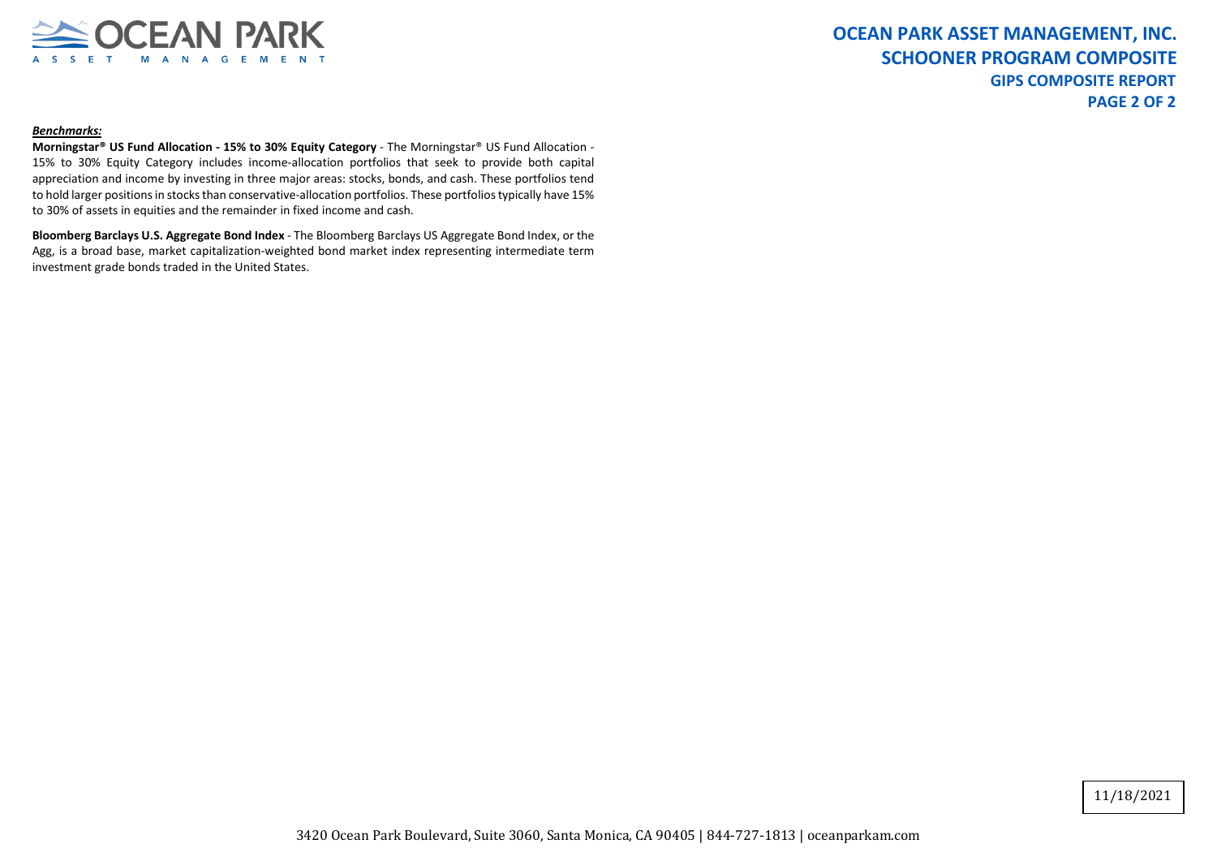***Benchmarks:***

**Morningstar® US Fund Allocation - 15% to 30% Equity Category** - The Morningstar® US Fund Allocation - 15% to 30% Equity Category includes income-allocation portfolios that seek to provide both capital appreciation and income by investing in three major areas: stocks, bonds, and cash. These portfolios tend to hold larger positions in stocks than conservative-allocation portfolios. These portfolios typically have 15% to 30% of assets in equities and the remainder in fixed income and cash.

**Bloomberg Barclays U.S. Aggregate Bond Index** - The Bloomberg Barclays US Aggregate Bond Index, or the Agg, is a broad base, market capitalization-weighted bond market index representing intermediate term investment grade bonds traded in the United States.

11/18/2021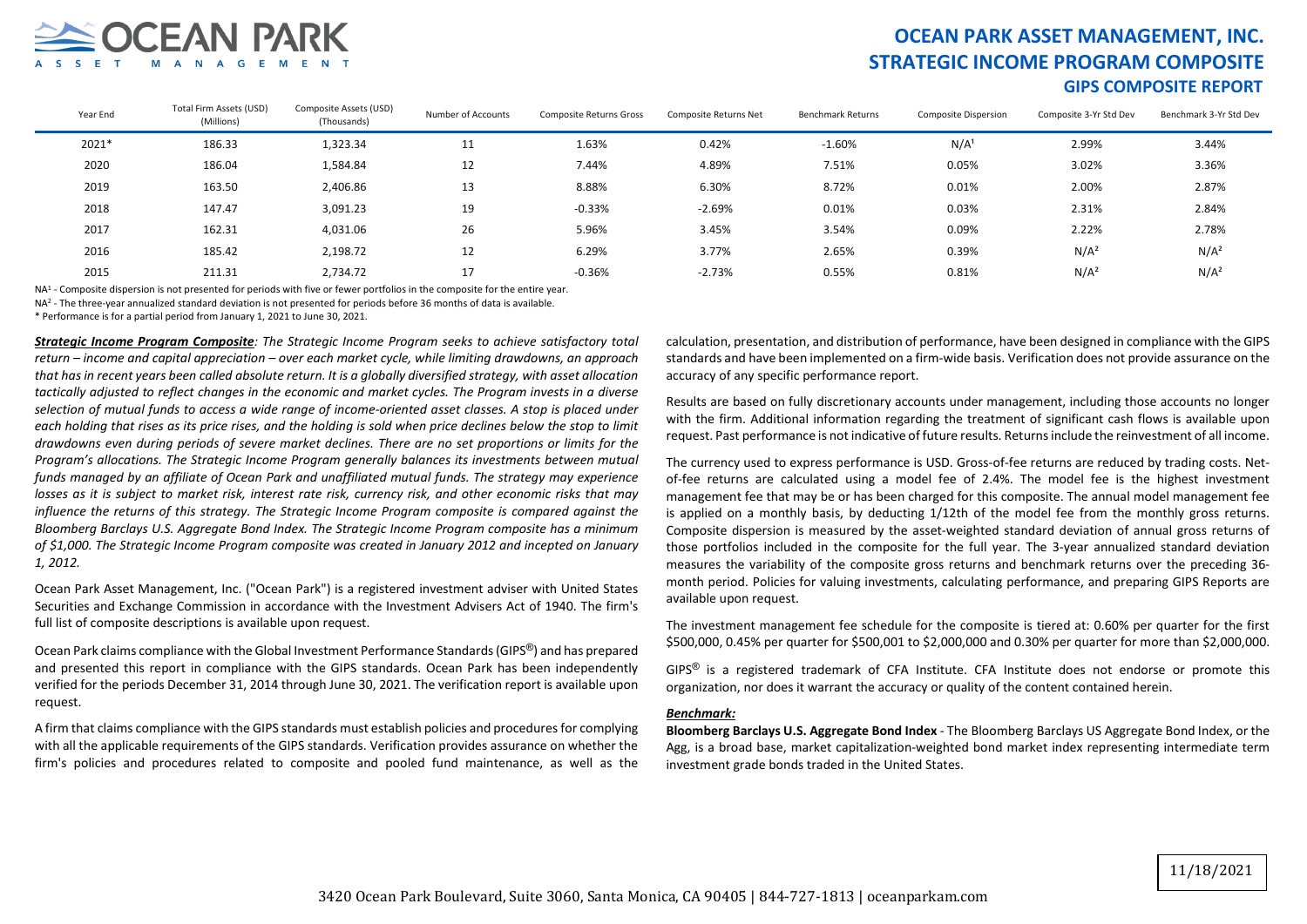# OCEAN PARK ASSET MANAGEMENT, INC.
# STRATEGIC INCOME PROGRAM COMPOSITE
## GIPS COMPOSITE REPORT

| Year End | Total Firm Assets (USD) (Millions) | Composite Assets (USD) (Thousands) | Number of Accounts | Composite Returns Gross | Composite Returns Net | Benchmark Returns | Composite Dispersion | Composite 3-Yr Std Dev | Benchmark 3-Yr Std Dev |
|---|---|---|---|---|---|---|---|---|---|
| 2021* | 186.33 | 1,323.34 | 11 | 1.63% | 0.42% | -1.60% | N/A[1] | 2.99% | 3.44% |
| 2020 | 186.04 | 1,584.84 | 12 | 7.44% | 4.89% | 7.51% | 0.05% | 3.02% | 3.36% |
| 2019 | 163.50 | 2,406.86 | 13 | 8.88% | 6.30% | 8.72% | 0.01% | 2.00% | 2.87% |
| 2018 | 147.47 | 3,091.23 | 19 | -0.33% | -2.69% | 0.01% | 0.03% | 2.31% | 2.84% |
| 2017 | 162.31 | 4,031.06 | 26 | 5.96% | 3.45% | 3.54% | 0.09% | 2.22% | 2.78% |
| 2016 | 185.42 | 2,198.72 | 12 | 6.29% | 3.77% | 2.65% | 0.39% | N/A[2] | N/A[2] |
| 2015 | 211.31 | 2,734.72 | 17 | -0.36% | -2.73% | 0.55% | 0.81% | N/A[2] | N/A[2] |

NA[1] - Composite dispersion is not presented for periods with five or fewer portfolios in the composite for the entire year.

NA[2] - The three-year annualized standard deviation is not presented for periods before 36 months of data is available.

* Performance is for a partial period from January 1, 2021 to June 30, 2021.

***Strategic Income Program Composite****: The Strategic Income Program seeks to achieve satisfactory total return – income and capital appreciation – over each market cycle, while limiting drawdowns, an approach that has in recent years been called absolute return. It is a globally diversified strategy, with asset allocation tactically adjusted to reflect changes in the economic and market cycles. The Program invests in a diverse selection of mutual funds to access a wide range of income-oriented asset classes. A stop is placed under each holding that rises as its price rises, and the holding is sold when price declines below the stop to limit drawdowns even during periods of severe market declines. There are no set proportions or limits for the Program's allocations. The Strategic Income Program generally balances its investments between mutual funds managed by an affiliate of Ocean Park and unaffiliated mutual funds. The strategy may experience losses as it is subject to market risk, interest rate risk, currency risk, and other economic risks that may influence the returns of this strategy. The Strategic Income Program composite is compared against the Bloomberg Barclays U.S. Aggregate Bond Index. The Strategic Income Program composite has a minimum of $1,000. The Strategic Income Program composite was created in January 2012 and incepted on January 1, 2012.*

Ocean Park Asset Management, Inc. ("Ocean Park") is a registered investment adviser with United States Securities and Exchange Commission in accordance with the Investment Advisers Act of 1940. The firm's full list of composite descriptions is available upon request.

Ocean Park claims compliance with the Global Investment Performance Standards (GIPS®) and has prepared and presented this report in compliance with the GIPS standards. Ocean Park has been independently verified for the periods December 31, 2014 through June 30, 2021. The verification report is available upon request.

A firm that claims compliance with the GIPS standards must establish policies and procedures for complying with all the applicable requirements of the GIPS standards. Verification provides assurance on whether the firm's policies and procedures related to composite and pooled fund maintenance, as well as the calculation, presentation, and distribution of performance, have been designed in compliance with the GIPS standards and have been implemented on a firm-wide basis. Verification does not provide assurance on the accuracy of any specific performance report.

Results are based on fully discretionary accounts under management, including those accounts no longer with the firm. Additional information regarding the treatment of significant cash flows is available upon request. Past performance is not indicative of future results. Returns include the reinvestment of all income.

The currency used to express performance is USD. Gross-of-fee returns are reduced by trading costs. Net-of-fee returns are calculated using a model fee of 2.4%. The model fee is the highest investment management fee that may be or has been charged for this composite. The annual model management fee is applied on a monthly basis, by deducting 1/12th of the model fee from the monthly gross returns. Composite dispersion is measured by the asset-weighted standard deviation of annual gross returns of those portfolios included in the composite for the full year. The 3-year annualized standard deviation measures the variability of the composite gross returns and benchmark returns over the preceding 36-month period. Policies for valuing investments, calculating performance, and preparing GIPS Reports are available upon request.

The investment management fee schedule for the composite is tiered at: 0.60% per quarter for the first $500,000, 0.45% per quarter for $500,001 to $2,000,000 and 0.30% per quarter for more than $2,000,000.

GIPS® is a registered trademark of CFA Institute. CFA Institute does not endorse or promote this organization, nor does it warrant the accuracy or quality of the content contained herein.

***Benchmark:***

**Bloomberg Barclays U.S. Aggregate Bond Index** - The Bloomberg Barclays US Aggregate Bond Index, or the Agg, is a broad base, market capitalization-weighted bond market index representing intermediate term investment grade bonds traded in the United States.

11/18/2021

3420 Ocean Park Boulevard, Suite 3060, Santa Monica, CA 90405 | 844-727-1813 | oceanparkam.com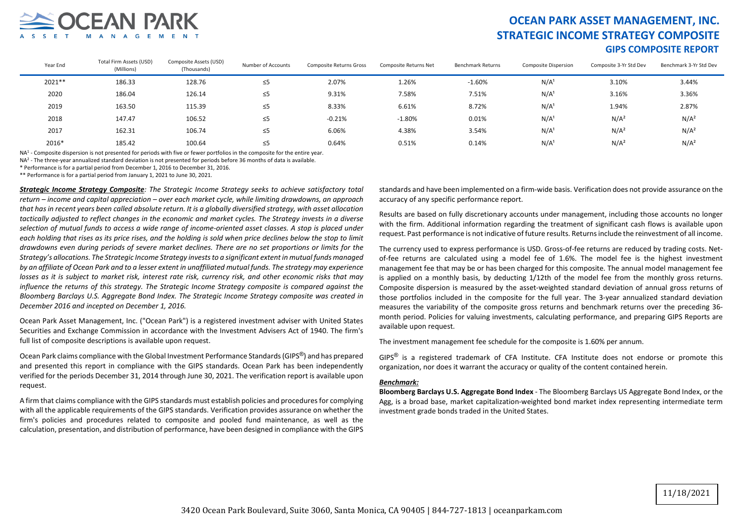# OCEAN PARK ASSET MANAGEMENT, INC.
## STRATEGIC INCOME STRATEGY COMPOSITE
### GIPS COMPOSITE REPORT

| Year End | Total Firm Assets (USD) (Millions) | Composite Assets (USD) (Thousands) | Number of Accounts | Composite Returns Gross | Composite Returns Net | Benchmark Returns | Composite Dispersion | Composite 3-Yr Std Dev | Benchmark 3-Yr Std Dev |
|---|---|---|---|---|---|---|---|---|---|
| 2021** | 186.33 | 128.76 | ≤5 | 2.07% | 1.26% | -1.60% | N/A[1] | 3.10% | 3.44% |
| 2020 | 186.04 | 126.14 | ≤5 | 9.31% | 7.58% | 7.51% | N/A[1] | 3.16% | 3.36% |
| 2019 | 163.50 | 115.39 | ≤5 | 8.33% | 6.61% | 8.72% | N/A[1] | 1.94% | 2.87% |
| 2018 | 147.47 | 106.52 | ≤5 | -0.21% | -1.80% | 0.01% | N/A[1] | N/A[2] | N/A[2] |
| 2017 | 162.31 | 106.74 | ≤5 | 6.06% | 4.38% | 3.54% | N/A[1] | N/A[2] | N/A[2] |
| 2016* | 185.42 | 100.64 | ≤5 | 0.64% | 0.51% | 0.14% | N/A[1] | N/A[2] | N/A[2] |

NA[1] - Composite dispersion is not presented for periods with five or fewer portfolios in the composite for the entire year.

NA[2] - The three-year annualized standard deviation is not presented for periods before 36 months of data is available.

* Performance is for a partial period from December 1, 2016 to December 31, 2016.

** Performance is for a partial period from January 1, 2021 to June 30, 2021.

***Strategic Income Strategy Composite****: The Strategic Income Strategy seeks to achieve satisfactory total return – income and capital appreciation – over each market cycle, while limiting drawdowns, an approach that has in recent years been called absolute return. It is a globally diversified strategy, with asset allocation tactically adjusted to reflect changes in the economic and market cycles. The Strategy invests in a diverse selection of mutual funds to access a wide range of income-oriented asset classes. A stop is placed under each holding that rises as its price rises, and the holding is sold when price declines below the stop to limit drawdowns even during periods of severe market declines. There are no set proportions or limits for the Strategy's allocations. The Strategic Income Strategy invests to a significant extent in mutual funds managed by an affiliate of Ocean Park and to a lesser extent in unaffiliated mutual funds. The strategy may experience losses as it is subject to market risk, interest rate risk, currency risk, and other economic risks that may influence the returns of this strategy. The Strategic Income Strategy composite is compared against the Bloomberg Barclays U.S. Aggregate Bond Index. The Strategic Income Strategy composite was created in December 2016 and incepted on December 1, 2016.*

Ocean Park Asset Management, Inc. ("Ocean Park") is a registered investment adviser with United States Securities and Exchange Commission in accordance with the Investment Advisers Act of 1940. The firm's full list of composite descriptions is available upon request.

Ocean Park claims compliance with the Global Investment Performance Standards (GIPS®) and has prepared and presented this report in compliance with the GIPS standards. Ocean Park has been independently verified for the periods December 31, 2014 through June 30, 2021. The verification report is available upon request.

A firm that claims compliance with the GIPS standards must establish policies and procedures for complying with all the applicable requirements of the GIPS standards. Verification provides assurance on whether the firm's policies and procedures related to composite and pooled fund maintenance, as well as the calculation, presentation, and distribution of performance, have been designed in compliance with the GIPS standards and have been implemented on a firm-wide basis. Verification does not provide assurance on the accuracy of any specific performance report.

Results are based on fully discretionary accounts under management, including those accounts no longer with the firm. Additional information regarding the treatment of significant cash flows is available upon request. Past performance is not indicative of future results. Returns include the reinvestment of all income.

The currency used to express performance is USD. Gross-of-fee returns are reduced by trading costs. Net-of-fee returns are calculated using a model fee of 1.6%. The model fee is the highest investment management fee that may be or has been charged for this composite. The annual model management fee is applied on a monthly basis, by deducting 1/12th of the model fee from the monthly gross returns. Composite dispersion is measured by the asset-weighted standard deviation of annual gross returns of those portfolios included in the composite for the full year. The 3-year annualized standard deviation measures the variability of the composite gross returns and benchmark returns over the preceding 36-month period. Policies for valuing investments, calculating performance, and preparing GIPS Reports are available upon request.

The investment management fee schedule for the composite is 1.60% per annum.

GIPS® is a registered trademark of CFA Institute. CFA Institute does not endorse or promote this organization, nor does it warrant the accuracy or quality of the content contained herein.

***Benchmark:***

**Bloomberg Barclays U.S. Aggregate Bond Index** - The Bloomberg Barclays US Aggregate Bond Index, or the Agg, is a broad base, market capitalization-weighted bond market index representing intermediate term investment grade bonds traded in the United States.

11/18/2021

3420 Ocean Park Boulevard, Suite 3060, Santa Monica, CA 90405 | 844-727-1813 | oceanparkam.com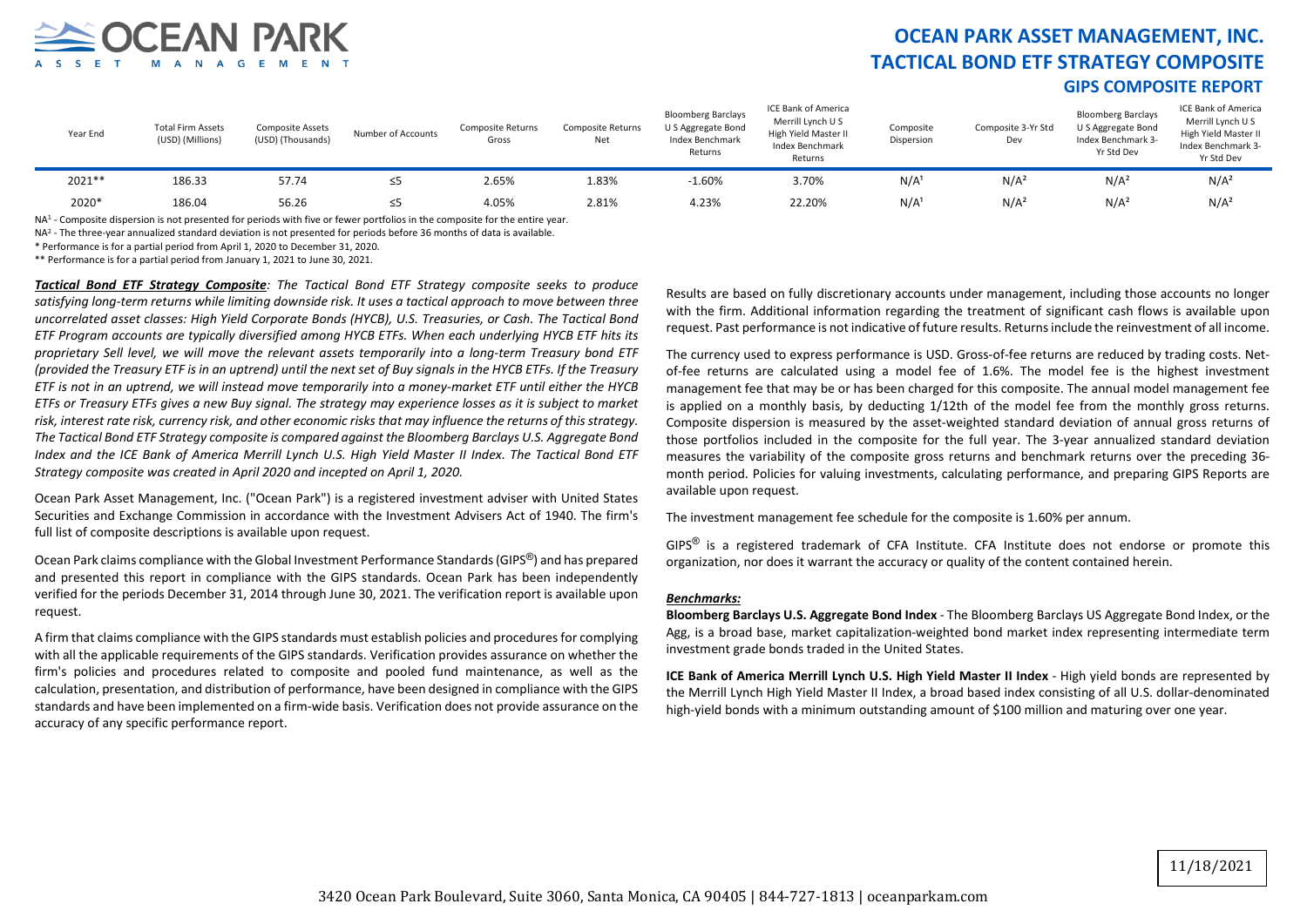# OCEAN PARK ASSET MANAGEMENT, INC.
## TACTICAL BOND ETF STRATEGY COMPOSITE
### GIPS COMPOSITE REPORT

| Year End | Total Firm Assets (USD) (Millions) | Composite Assets (USD) (Thousands) | Number of Accounts | Composite Returns Gross | Composite Returns Net | Bloomberg Barclays U S Aggregate Bond Index Benchmark Returns | ICE Bank of America Merrill Lynch U S High Yield Master II Index Benchmark Returns | Composite Dispersion | Composite 3-Yr Std Dev | Bloomberg Barclays U S Aggregate Bond Index Benchmark 3-Yr Std Dev | ICE Bank of America Merrill Lynch U S High Yield Master II Index Benchmark 3-Yr Std Dev |
|---|---|---|---|---|---|---|---|---|---|---|---|
| 2021** | 186.33 | 57.74 | ≤5 | 2.65% | 1.83% | -1.60% | 3.70% | N/A[1] | N/A[2] | N/A[2] | N/A[2] |
| 2020* | 186.04 | 56.26 | ≤5 | 4.05% | 2.81% | 4.23% | 22.20% | N/A[1] | N/A[2] | N/A[2] | N/A[2] |

NA[1] - Composite dispersion is not presented for periods with five or fewer portfolios in the composite for the entire year.

NA[2] - The three-year annualized standard deviation is not presented for periods before 36 months of data is available.

\* Performance is for a partial period from April 1, 2020 to December 31, 2020.

\*\* Performance is for a partial period from January 1, 2021 to June 30, 2021.

***Tactical Bond ETF Strategy Composite**: The Tactical Bond ETF Strategy composite seeks to produce satisfying long-term returns while limiting downside risk. It uses a tactical approach to move between three uncorrelated asset classes: High Yield Corporate Bonds (HYCB), U.S. Treasuries, or Cash. The Tactical Bond ETF Program accounts are typically diversified among HYCB ETFs. When each underlying HYCB ETF hits its proprietary Sell level, we will move the relevant assets temporarily into a long-term Treasury bond ETF (provided the Treasury ETF is in an uptrend) until the next set of Buy signals in the HYCB ETFs. If the Treasury ETF is not in an uptrend, we will instead move temporarily into a money-market ETF until either the HYCB ETFs or Treasury ETFs gives a new Buy signal. The strategy may experience losses as it is subject to market risk, interest rate risk, currency risk, and other economic risks that may influence the returns of this strategy. The Tactical Bond ETF Strategy composite is compared against the Bloomberg Barclays U.S. Aggregate Bond Index and the ICE Bank of America Merrill Lynch U.S. High Yield Master II Index. The Tactical Bond ETF Strategy composite was created in April 2020 and incepted on April 1, 2020.*

Ocean Park Asset Management, Inc. ("Ocean Park") is a registered investment adviser with United States Securities and Exchange Commission in accordance with the Investment Advisers Act of 1940. The firm's full list of composite descriptions is available upon request.

Ocean Park claims compliance with the Global Investment Performance Standards (GIPS®) and has prepared and presented this report in compliance with the GIPS standards. Ocean Park has been independently verified for the periods December 31, 2014 through June 30, 2021. The verification report is available upon request.

A firm that claims compliance with the GIPS standards must establish policies and procedures for complying with all the applicable requirements of the GIPS standards. Verification provides assurance on whether the firm's policies and procedures related to composite and pooled fund maintenance, as well as the calculation, presentation, and distribution of performance, have been designed in compliance with the GIPS standards and have been implemented on a firm-wide basis. Verification does not provide assurance on the accuracy of any specific performance report.

Results are based on fully discretionary accounts under management, including those accounts no longer with the firm. Additional information regarding the treatment of significant cash flows is available upon request. Past performance is not indicative of future results. Returns include the reinvestment of all income.

The currency used to express performance is USD. Gross-of-fee returns are reduced by trading costs. Net-of-fee returns are calculated using a model fee of 1.6%. The model fee is the highest investment management fee that may be or has been charged for this composite. The annual model management fee is applied on a monthly basis, by deducting 1/12th of the model fee from the monthly gross returns. Composite dispersion is measured by the asset-weighted standard deviation of annual gross returns of those portfolios included in the composite for the full year. The 3-year annualized standard deviation measures the variability of the composite gross returns and benchmark returns over the preceding 36-month period. Policies for valuing investments, calculating performance, and preparing GIPS Reports are available upon request.

The investment management fee schedule for the composite is 1.60% per annum.

GIPS® is a registered trademark of CFA Institute. CFA Institute does not endorse or promote this organization, nor does it warrant the accuracy or quality of the content contained herein.

***Benchmarks:***

**Bloomberg Barclays U.S. Aggregate Bond Index** - The Bloomberg Barclays US Aggregate Bond Index, or the Agg, is a broad base, market capitalization-weighted bond market index representing intermediate term investment grade bonds traded in the United States.

**ICE Bank of America Merrill Lynch U.S. High Yield Master II Index** - High yield bonds are represented by the Merrill Lynch High Yield Master II Index, a broad based index consisting of all U.S. dollar-denominated high-yield bonds with a minimum outstanding amount of $100 million and maturing over one year.

11/18/2021

3420 Ocean Park Boulevard, Suite 3060, Santa Monica, CA 90405 | 844-727-1813 | oceanparkam.com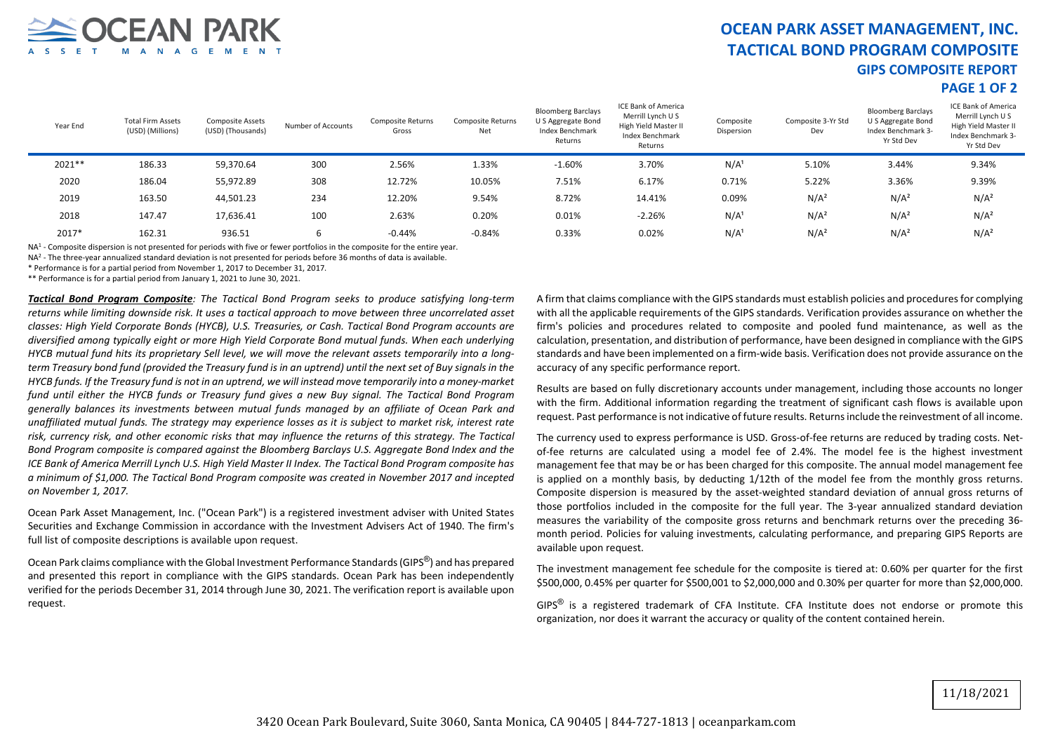# OCEAN PARK ASSET MANAGEMENT, INC.
# TACTICAL BOND PROGRAM COMPOSITE
## GIPS COMPOSITE REPORT
### PAGE 1 OF 2

| Year End | Total Firm Assets (USD) (Millions) | Composite Assets (USD) (Thousands) | Number of Accounts | Composite Returns Gross | Composite Returns Net | Bloomberg Barclays U S Aggregate Bond Index Benchmark Returns | ICE Bank of America Merrill Lynch U S High Yield Master II Index Benchmark Returns | Composite Dispersion | Composite 3-Yr Std Dev | Bloomberg Barclays U S Aggregate Bond Index Benchmark 3-Yr Std Dev | ICE Bank of America Merrill Lynch U S High Yield Master II Index Benchmark 3-Yr Std Dev |
|---|---|---|---|---|---|---|---|---|---|---|---|
| 2021** | 186.33 | 59,370.64 | 300 | 2.56% | 1.33% | -1.60% | 3.70% | N/A[1] | 5.10% | 3.44% | 9.34% |
| 2020 | 186.04 | 55,972.89 | 308 | 12.72% | 10.05% | 7.51% | 6.17% | 0.71% | 5.22% | 3.36% | 9.39% |
| 2019 | 163.50 | 44,501.23 | 234 | 12.20% | 9.54% | 8.72% | 14.41% | 0.09% | N/A[2] | N/A[2] | N/A[2] |
| 2018 | 147.47 | 17,636.41 | 100 | 2.63% | 0.20% | 0.01% | -2.26% | N/A[1] | N/A[2] | N/A[2] | N/A[2] |
| 2017* | 162.31 | 936.51 | 6 | -0.44% | -0.84% | 0.33% | 0.02% | N/A[1] | N/A[2] | N/A[2] | N/A[2] |

NA[1] - Composite dispersion is not presented for periods with five or fewer portfolios in the composite for the entire year.

NA[2] - The three-year annualized standard deviation is not presented for periods before 36 months of data is available.

* Performance is for a partial period from November 1, 2017 to December 31, 2017.

** Performance is for a partial period from January 1, 2021 to June 30, 2021.

***Tactical Bond Program Composite****: The Tactical Bond Program seeks to produce satisfying long-term returns while limiting downside risk. It uses a tactical approach to move between three uncorrelated asset classes: High Yield Corporate Bonds (HYCB), U.S. Treasuries, or Cash. Tactical Bond Program accounts are diversified among typically eight or more High Yield Corporate Bond mutual funds. When each underlying HYCB mutual fund hits its proprietary Sell level, we will move the relevant assets temporarily into a long-term Treasury bond fund (provided the Treasury fund is in an uptrend) until the next set of Buy signals in the HYCB funds. If the Treasury fund is not in an uptrend, we will instead move temporarily into a money-market fund until either the HYCB funds or Treasury fund gives a new Buy signal. The Tactical Bond Program generally balances its investments between mutual funds managed by an affiliate of Ocean Park and unaffiliated mutual funds. The strategy may experience losses as it is subject to market risk, interest rate risk, currency risk, and other economic risks that may influence the returns of this strategy. The Tactical Bond Program composite is compared against the Bloomberg Barclays U.S. Aggregate Bond Index and the ICE Bank of America Merrill Lynch U.S. High Yield Master II Index. The Tactical Bond Program composite has a minimum of $1,000. The Tactical Bond Program composite was created in November 2017 and incepted on November 1, 2017.*

Ocean Park Asset Management, Inc. ("Ocean Park") is a registered investment adviser with United States Securities and Exchange Commission in accordance with the Investment Advisers Act of 1940. The firm's full list of composite descriptions is available upon request.

Ocean Park claims compliance with the Global Investment Performance Standards (GIPS®) and has prepared and presented this report in compliance with the GIPS standards. Ocean Park has been independently verified for the periods December 31, 2014 through June 30, 2021. The verification report is available upon request.

A firm that claims compliance with the GIPS standards must establish policies and procedures for complying with all the applicable requirements of the GIPS standards. Verification provides assurance on whether the firm's policies and procedures related to composite and pooled fund maintenance, as well as the calculation, presentation, and distribution of performance, have been designed in compliance with the GIPS standards and have been implemented on a firm-wide basis. Verification does not provide assurance on the accuracy of any specific performance report.

Results are based on fully discretionary accounts under management, including those accounts no longer with the firm. Additional information regarding the treatment of significant cash flows is available upon request. Past performance is not indicative of future results. Returns include the reinvestment of all income.

The currency used to express performance is USD. Gross-of-fee returns are reduced by trading costs. Net-of-fee returns are calculated using a model fee of 2.4%. The model fee is the highest investment management fee that may be or has been charged for this composite. The annual model management fee is applied on a monthly basis, by deducting 1/12th of the model fee from the monthly gross returns. Composite dispersion is measured by the asset-weighted standard deviation of annual gross returns of those portfolios included in the composite for the full year. The 3-year annualized standard deviation measures the variability of the composite gross returns and benchmark returns over the preceding 36-month period. Policies for valuing investments, calculating performance, and preparing GIPS Reports are available upon request.

The investment management fee schedule for the composite is tiered at: 0.60% per quarter for the first $500,000, 0.45% per quarter for $500,001 to $2,000,000 and 0.30% per quarter for more than $2,000,000.

GIPS® is a registered trademark of CFA Institute. CFA Institute does not endorse or promote this organization, nor does it warrant the accuracy or quality of the content contained herein.

11/18/2021

3420 Ocean Park Boulevard, Suite 3060, Santa Monica, CA 90405 | 844-727-1813 | oceanparkam.com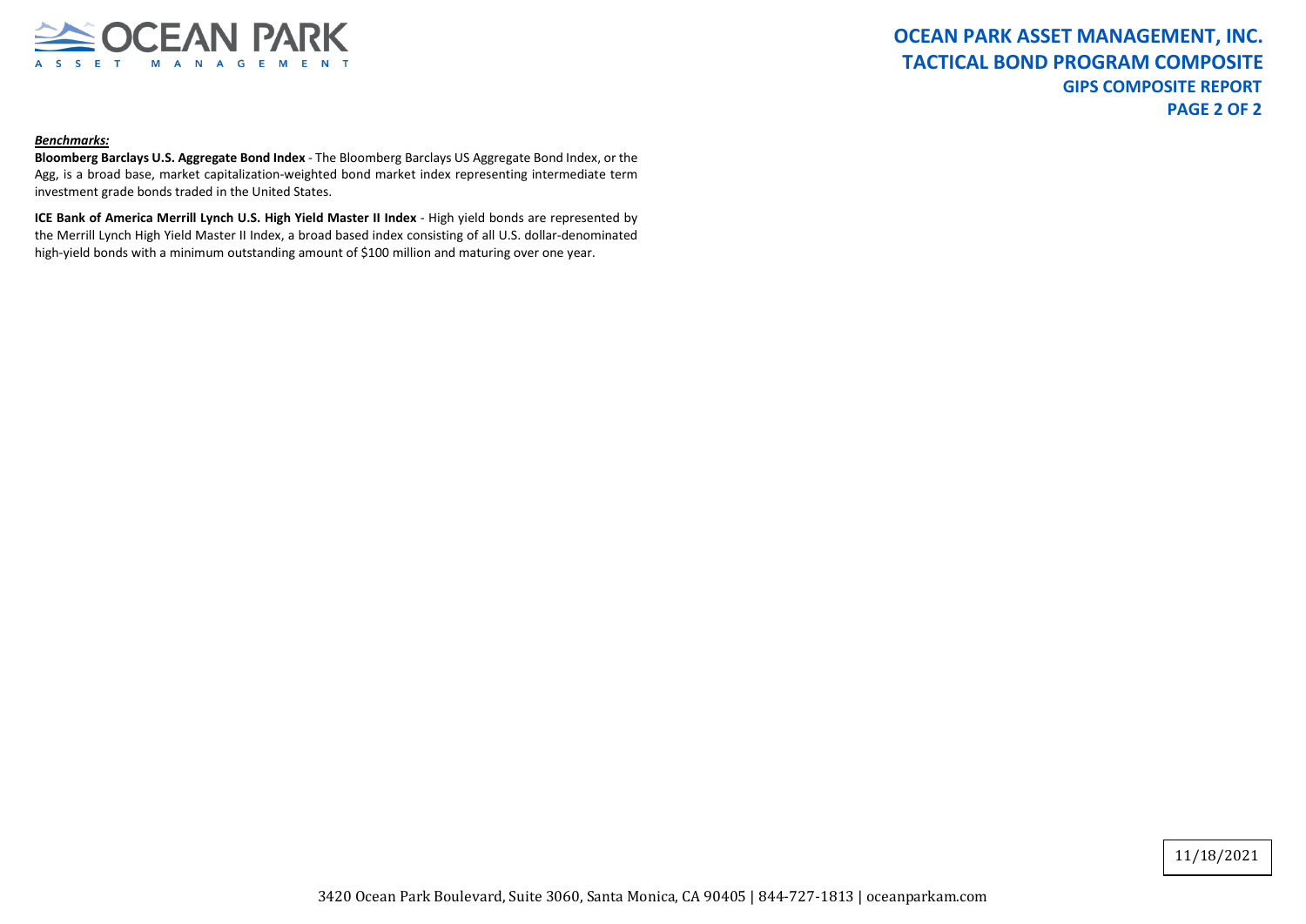***Benchmarks:***

**Bloomberg Barclays U.S. Aggregate Bond Index** - The Bloomberg Barclays US Aggregate Bond Index, or the Agg, is a broad base, market capitalization-weighted bond market index representing intermediate term investment grade bonds traded in the United States.

**ICE Bank of America Merrill Lynch U.S. High Yield Master II Index** - High yield bonds are represented by the Merrill Lynch High Yield Master II Index, a broad based index consisting of all U.S. dollar-denominated high-yield bonds with a minimum outstanding amount of $100 million and maturing over one year.

11/18/2021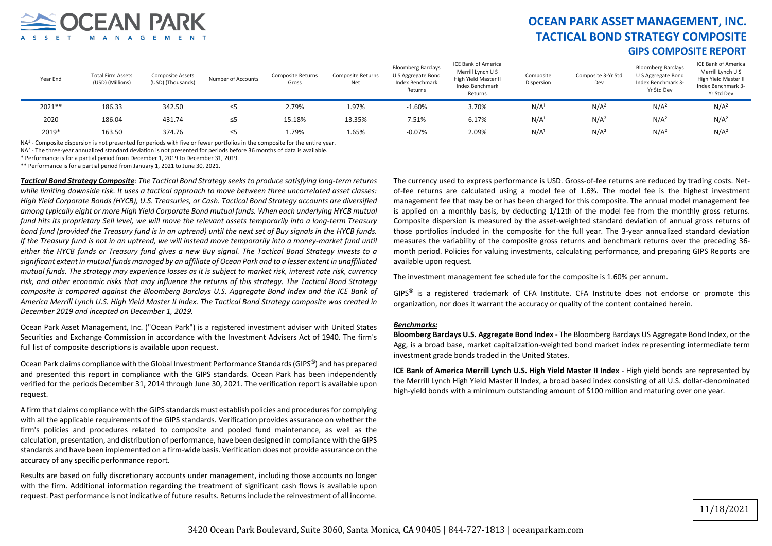# OCEAN PARK ASSET MANAGEMENT, INC.
# TACTICAL BOND STRATEGY COMPOSITE
## GIPS COMPOSITE REPORT

| Year End | Total Firm Assets (USD) (Millions) | Composite Assets (USD) (Thousands) | Number of Accounts | Composite Returns Gross | Composite Returns Net | Bloomberg Barclays U S Aggregate Bond Index Benchmark Returns | ICE Bank of America Merrill Lynch U S High Yield Master II Index Benchmark Returns | Composite Dispersion | Composite 3-Yr Std Dev | Bloomberg Barclays U S Aggregate Bond Index Benchmark 3-Yr Std Dev | ICE Bank of America Merrill Lynch U S High Yield Master II Index Benchmark 3-Yr Std Dev |
|---|---|---|---|---|---|---|---|---|---|---|---|
| 2021** | 186.33 | 342.50 | ≤5 | 2.79% | 1.97% | -1.60% | 3.70% | N/A[1] | N/A[2] | N/A[2] | N/A[2] |
| 2020 | 186.04 | 431.74 | ≤5 | 15.18% | 13.35% | 7.51% | 6.17% | N/A[1] | N/A[2] | N/A[2] | N/A[2] |
| 2019* | 163.50 | 374.76 | ≤5 | 1.79% | 1.65% | -0.07% | 2.09% | N/A[1] | N/A[2] | N/A[2] | N/A[2] |

NA[1] - Composite dispersion is not presented for periods with five or fewer portfolios in the composite for the entire year.

NA[2] - The three-year annualized standard deviation is not presented for periods before 36 months of data is available.

* Performance is for a partial period from December 1, 2019 to December 31, 2019.

** Performance is for a partial period from January 1, 2021 to June 30, 2021.

***Tactical Bond Strategy Composite****: The Tactical Bond Strategy seeks to produce satisfying long-term returns while limiting downside risk. It uses a tactical approach to move between three uncorrelated asset classes: High Yield Corporate Bonds (HYCB), U.S. Treasuries, or Cash. Tactical Bond Strategy accounts are diversified among typically eight or more High Yield Corporate Bond mutual funds. When each underlying HYCB mutual fund hits its proprietary Sell level, we will move the relevant assets temporarily into a long-term Treasury bond fund (provided the Treasury fund is in an uptrend) until the next set of Buy signals in the HYCB funds. If the Treasury fund is not in an uptrend, we will instead move temporarily into a money-market fund until either the HYCB funds or Treasury fund gives a new Buy signal. The Tactical Bond Strategy invests to a significant extent in mutual funds managed by an affiliate of Ocean Park and to a lesser extent in unaffiliated mutual funds. The strategy may experience losses as it is subject to market risk, interest rate risk, currency risk, and other economic risks that may influence the returns of this strategy. The Tactical Bond Strategy composite is compared against the Bloomberg Barclays U.S. Aggregate Bond Index and the ICE Bank of America Merrill Lynch U.S. High Yield Master II Index. The Tactical Bond Strategy composite was created in December 2019 and incepted on December 1, 2019.*

Ocean Park Asset Management, Inc. ("Ocean Park") is a registered investment adviser with United States Securities and Exchange Commission in accordance with the Investment Advisers Act of 1940. The firm's full list of composite descriptions is available upon request.

Ocean Park claims compliance with the Global Investment Performance Standards (GIPS®) and has prepared and presented this report in compliance with the GIPS standards. Ocean Park has been independently verified for the periods December 31, 2014 through June 30, 2021. The verification report is available upon request.

A firm that claims compliance with the GIPS standards must establish policies and procedures for complying with all the applicable requirements of the GIPS standards. Verification provides assurance on whether the firm's policies and procedures related to composite and pooled fund maintenance, as well as the calculation, presentation, and distribution of performance, have been designed in compliance with the GIPS standards and have been implemented on a firm-wide basis. Verification does not provide assurance on the accuracy of any specific performance report.

Results are based on fully discretionary accounts under management, including those accounts no longer with the firm. Additional information regarding the treatment of significant cash flows is available upon request. Past performance is not indicative of future results. Returns include the reinvestment of all income.

The currency used to express performance is USD. Gross-of-fee returns are reduced by trading costs. Net-of-fee returns are calculated using a model fee of 1.6%. The model fee is the highest investment management fee that may be or has been charged for this composite. The annual model management fee is applied on a monthly basis, by deducting 1/12th of the model fee from the monthly gross returns. Composite dispersion is measured by the asset-weighted standard deviation of annual gross returns of those portfolios included in the composite for the full year. The 3-year annualized standard deviation measures the variability of the composite gross returns and benchmark returns over the preceding 36-month period. Policies for valuing investments, calculating performance, and preparing GIPS Reports are available upon request.

The investment management fee schedule for the composite is 1.60% per annum.

GIPS® is a registered trademark of CFA Institute. CFA Institute does not endorse or promote this organization, nor does it warrant the accuracy or quality of the content contained herein.

***Benchmarks:***

**Bloomberg Barclays U.S. Aggregate Bond Index** - The Bloomberg Barclays US Aggregate Bond Index, or the Agg, is a broad base, market capitalization-weighted bond market index representing intermediate term investment grade bonds traded in the United States.

**ICE Bank of America Merrill Lynch U.S. High Yield Master II Index** - High yield bonds are represented by the Merrill Lynch High Yield Master II Index, a broad based index consisting of all U.S. dollar-denominated high-yield bonds with a minimum outstanding amount of $100 million and maturing over one year.

11/18/2021

3420 Ocean Park Boulevard, Suite 3060, Santa Monica, CA 90405 | 844-727-1813 | oceanparkam.com